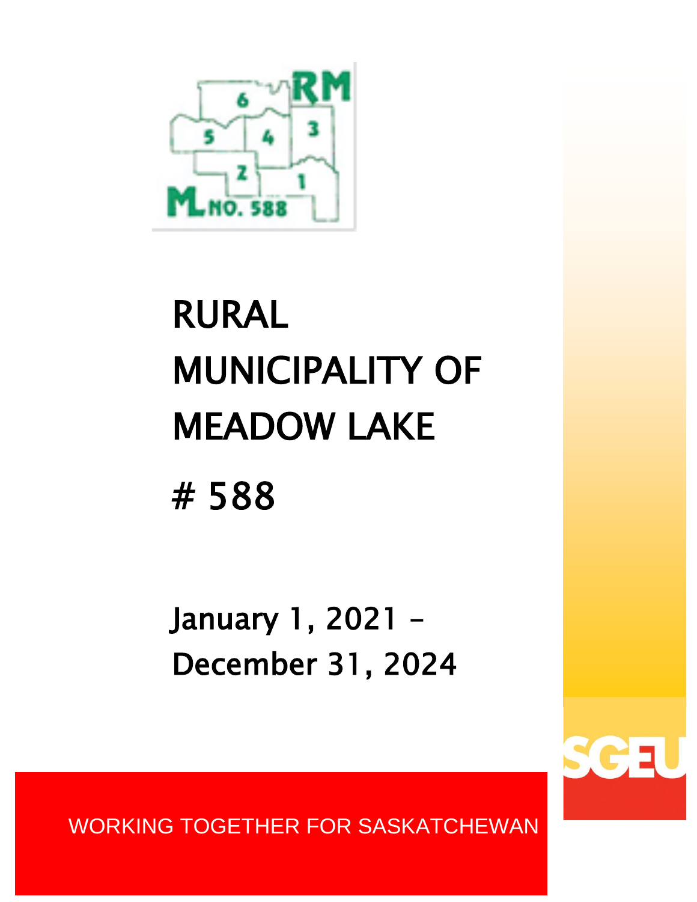# RURAL MUNICIPALITY OF MEADOW LAKE

# # 588

January 1, 2021 – December 31, 2024

SGEU

WORKING TOGETHER FOR SASKATCHEWAN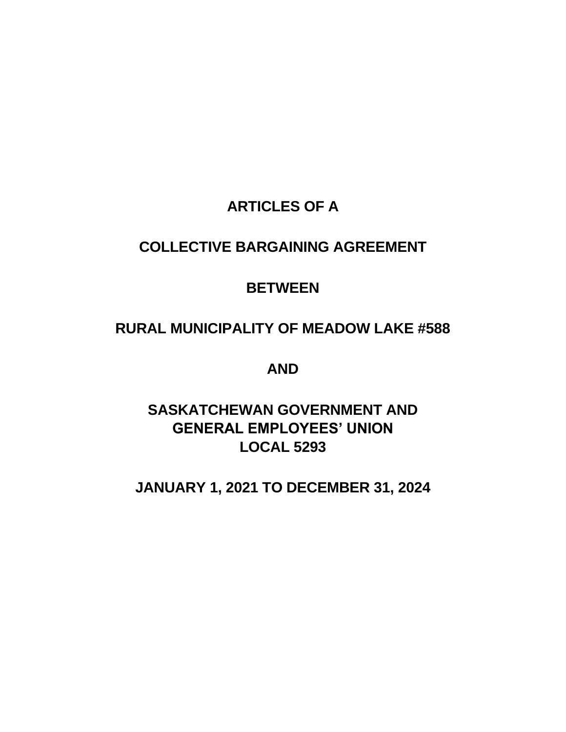# ARTICLES OF A

# COLLECTIVE BARGAINING AGREEMENT

# BETWEEN

# RURAL MUNICIPALITY OF MEADOW LAKE #588

# AND

# SASKATCHEWAN GOVERNMENT AND GENERAL EMPLOYEES' UNION LOCAL 5293

# JANUARY 1, 2021 TO DECEMBER 31, 2024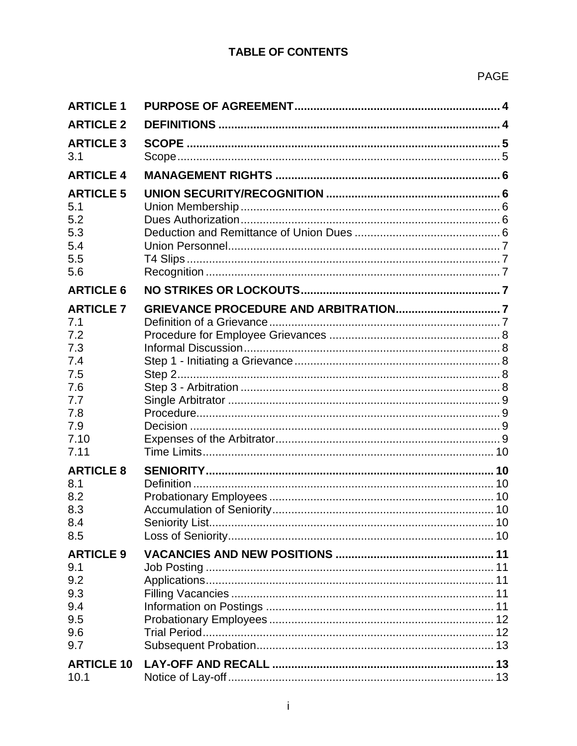# TABLE OF CONTENTS

| | | PAGE |
|---|---|---|
| **ARTICLE 1** | **PURPOSE OF AGREEMENT** | **4** |
| **ARTICLE 2** | **DEFINITIONS** | **4** |
| **ARTICLE 3** | **SCOPE** | **5** |
| 3.1 | Scope | 5 |
| **ARTICLE 4** | **MANAGEMENT RIGHTS** | **6** |
| **ARTICLE 5** | **UNION SECURITY/RECOGNITION** | **6** |
| 5.1 | Union Membership | 6 |
| 5.2 | Dues Authorization | 6 |
| 5.3 | Deduction and Remittance of Union Dues | 6 |
| 5.4 | Union Personnel | 7 |
| 5.5 | T4 Slips | 7 |
| 5.6 | Recognition | 7 |
| **ARTICLE 6** | **NO STRIKES OR LOCKOUTS** | **7** |
| **ARTICLE 7** | **GRIEVANCE PROCEDURE AND ARBITRATION** | **7** |
| 7.1 | Definition of a Grievance | 7 |
| 7.2 | Procedure for Employee Grievances | 8 |
| 7.3 | Informal Discussion | 8 |
| 7.4 | Step 1 - Initiating a Grievance | 8 |
| 7.5 | Step 2 | 8 |
| 7.6 | Step 3 - Arbitration | 8 |
| 7.7 | Single Arbitrator | 9 |
| 7.8 | Procedure | 9 |
| 7.9 | Decision | 9 |
| 7.10 | Expenses of the Arbitrator | 9 |
| 7.11 | Time Limits | 10 |
| **ARTICLE 8** | **SENIORITY** | **10** |
| 8.1 | Definition | 10 |
| 8.2 | Probationary Employees | 10 |
| 8.3 | Accumulation of Seniority | 10 |
| 8.4 | Seniority List | 10 |
| 8.5 | Loss of Seniority | 10 |
| **ARTICLE 9** | **VACANCIES AND NEW POSITIONS** | **11** |
| 9.1 | Job Posting | 11 |
| 9.2 | Applications | 11 |
| 9.3 | Filling Vacancies | 11 |
| 9.4 | Information on Postings | 11 |
| 9.5 | Probationary Employees | 12 |
| 9.6 | Trial Period | 12 |
| 9.7 | Subsequent Probation | 13 |
| **ARTICLE 10** | **LAY-OFF AND RECALL** | **13** |
| 10.1 | Notice of Lay-off | 13 |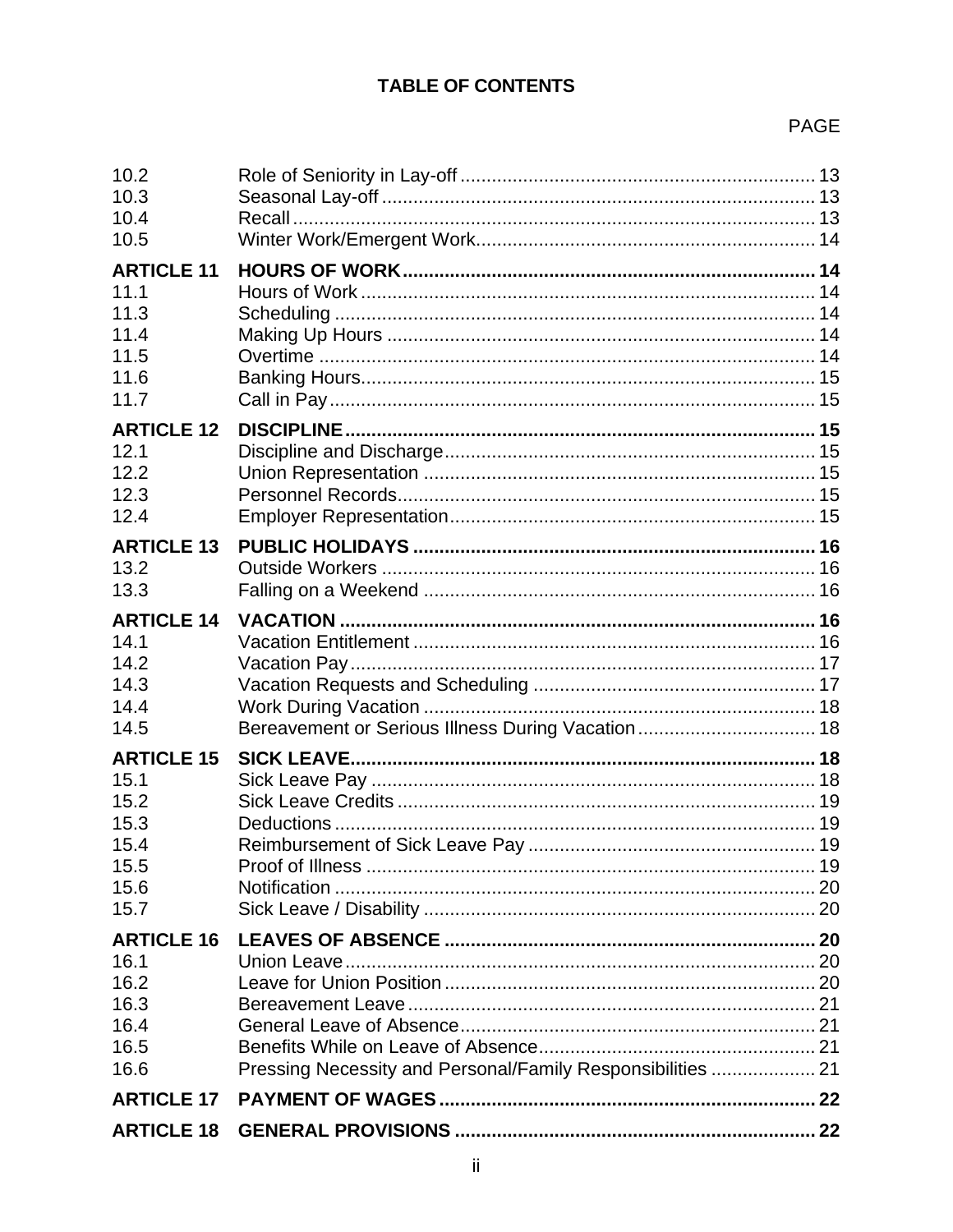## TABLE OF CONTENTS

| | | PAGE |
|---|---|---|
| 10.2 | Role of Seniority in Lay-off | 13 |
| 10.3 | Seasonal Lay-off | 13 |
| 10.4 | Recall | 13 |
| 10.5 | Winter Work/Emergent Work | 14 |
| **ARTICLE 11** | **HOURS OF WORK** | **14** |
| 11.1 | Hours of Work | 14 |
| 11.3 | Scheduling | 14 |
| 11.4 | Making Up Hours | 14 |
| 11.5 | Overtime | 14 |
| 11.6 | Banking Hours | 15 |
| 11.7 | Call in Pay | 15 |
| **ARTICLE 12** | **DISCIPLINE** | **15** |
| 12.1 | Discipline and Discharge | 15 |
| 12.2 | Union Representation | 15 |
| 12.3 | Personnel Records | 15 |
| 12.4 | Employer Representation | 15 |
| **ARTICLE 13** | **PUBLIC HOLIDAYS** | **16** |
| 13.2 | Outside Workers | 16 |
| 13.3 | Falling on a Weekend | 16 |
| **ARTICLE 14** | **VACATION** | **16** |
| 14.1 | Vacation Entitlement | 16 |
| 14.2 | Vacation Pay | 17 |
| 14.3 | Vacation Requests and Scheduling | 17 |
| 14.4 | Work During Vacation | 18 |
| 14.5 | Bereavement or Serious Illness During Vacation | 18 |
| **ARTICLE 15** | **SICK LEAVE** | **18** |
| 15.1 | Sick Leave Pay | 18 |
| 15.2 | Sick Leave Credits | 19 |
| 15.3 | Deductions | 19 |
| 15.4 | Reimbursement of Sick Leave Pay | 19 |
| 15.5 | Proof of Illness | 19 |
| 15.6 | Notification | 20 |
| 15.7 | Sick Leave / Disability | 20 |
| **ARTICLE 16** | **LEAVES OF ABSENCE** | **20** |
| 16.1 | Union Leave | 20 |
| 16.2 | Leave for Union Position | 20 |
| 16.3 | Bereavement Leave | 21 |
| 16.4 | General Leave of Absence | 21 |
| 16.5 | Benefits While on Leave of Absence | 21 |
| 16.6 | Pressing Necessity and Personal/Family Responsibilities | 21 |
| **ARTICLE 17** | **PAYMENT OF WAGES** | **22** |
| **ARTICLE 18** | **GENERAL PROVISIONS** | **22** |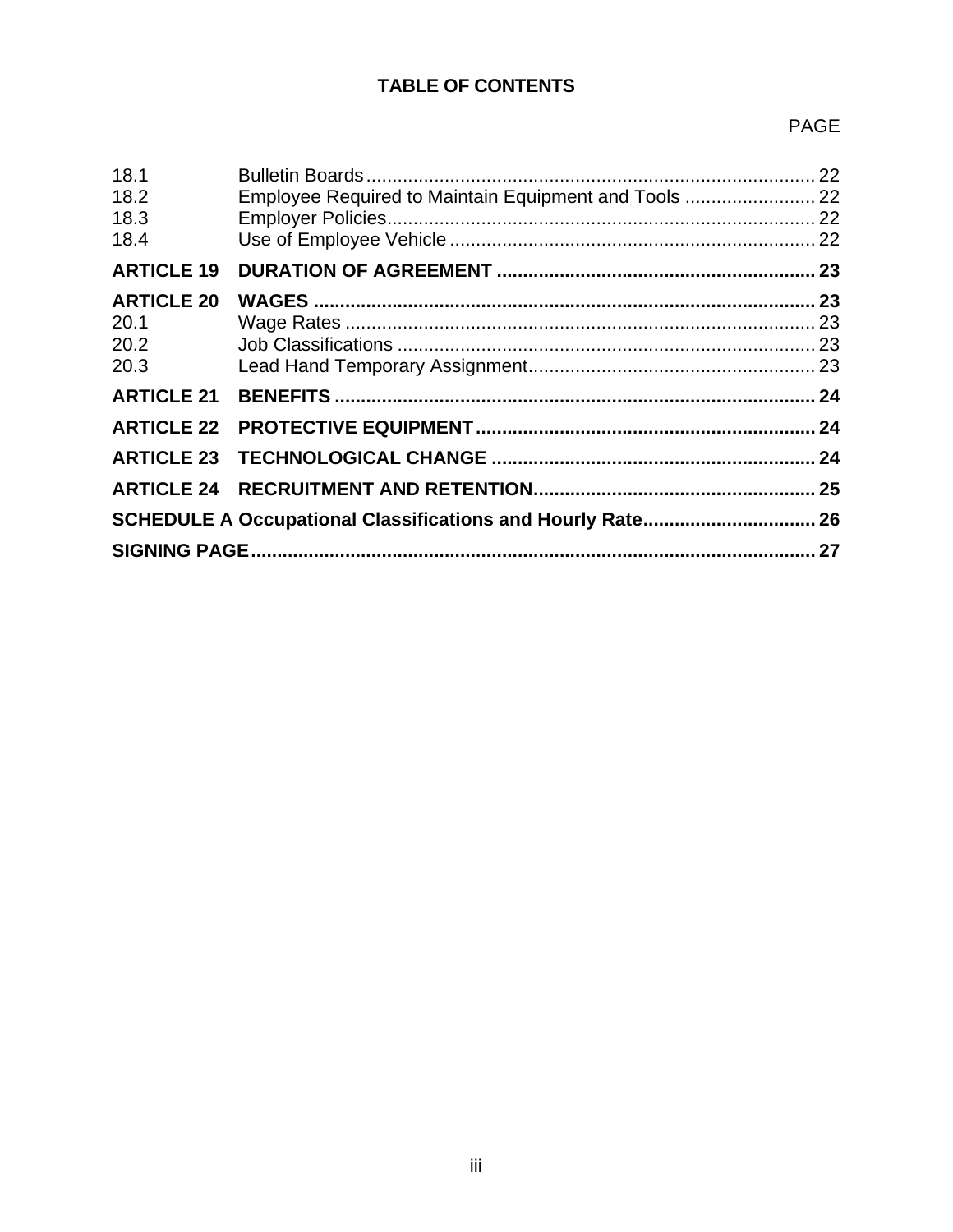## TABLE OF CONTENTS

| | | PAGE |
|---|---|---|
| 18.1 | Bulletin Boards | 22 |
| 18.2 | Employee Required to Maintain Equipment and Tools | 22 |
| 18.3 | Employer Policies | 22 |
| 18.4 | Use of Employee Vehicle | 22 |
| **ARTICLE 19** | **DURATION OF AGREEMENT** | **23** |
| **ARTICLE 20** | **WAGES** | **23** |
| 20.1 | Wage Rates | 23 |
| 20.2 | Job Classifications | 23 |
| 20.3 | Lead Hand Temporary Assignment | 23 |
| **ARTICLE 21** | **BENEFITS** | **24** |
| **ARTICLE 22** | **PROTECTIVE EQUIPMENT** | **24** |
| **ARTICLE 23** | **TECHNOLOGICAL CHANGE** | **24** |
| **ARTICLE 24** | **RECRUITMENT AND RETENTION** | **25** |
| **SCHEDULE A Occupational Classifications and Hourly Rate** | | **26** |
| **SIGNING PAGE** | | **27** |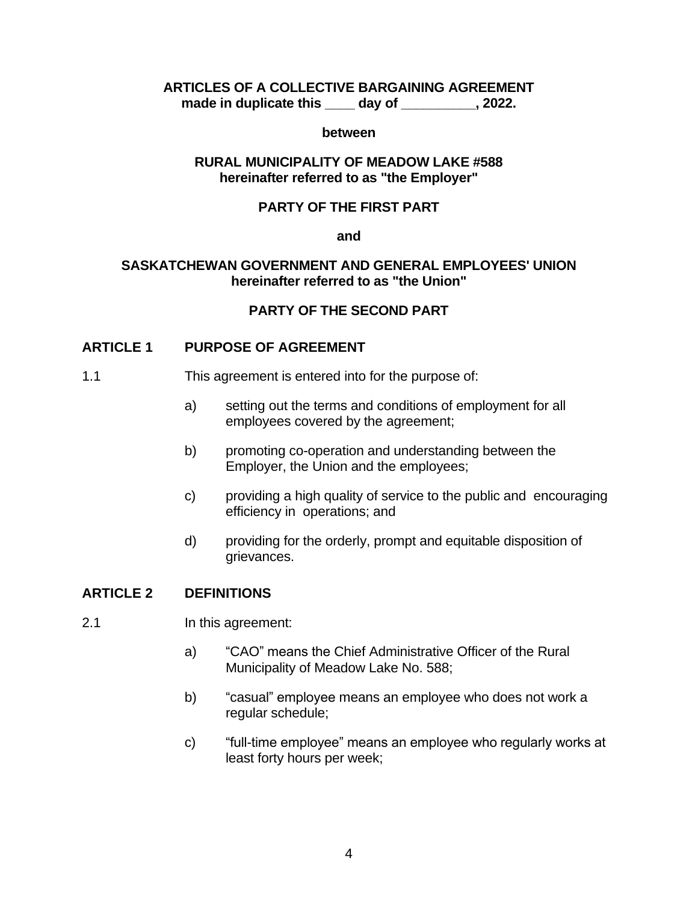**ARTICLES OF A COLLECTIVE BARGAINING AGREEMENT**
**made in duplicate this ____ day of __________, 2022.**

**between**

**RURAL MUNICIPALITY OF MEADOW LAKE #588**
**hereinafter referred to as "the Employer"**

**PARTY OF THE FIRST PART**

**and**

**SASKATCHEWAN GOVERNMENT AND GENERAL EMPLOYEES' UNION**
**hereinafter referred to as "the Union"**

**PARTY OF THE SECOND PART**

## ARTICLE 1 PURPOSE OF AGREEMENT

1.1 This agreement is entered into for the purpose of:

a) setting out the terms and conditions of employment for all employees covered by the agreement;

b) promoting co-operation and understanding between the Employer, the Union and the employees;

c) providing a high quality of service to the public and encouraging efficiency in operations; and

d) providing for the orderly, prompt and equitable disposition of grievances.

## ARTICLE 2 DEFINITIONS

2.1 In this agreement:

a) "CAO" means the Chief Administrative Officer of the Rural Municipality of Meadow Lake No. 588;

b) "casual" employee means an employee who does not work a regular schedule;

c) "full-time employee" means an employee who regularly works at least forty hours per week;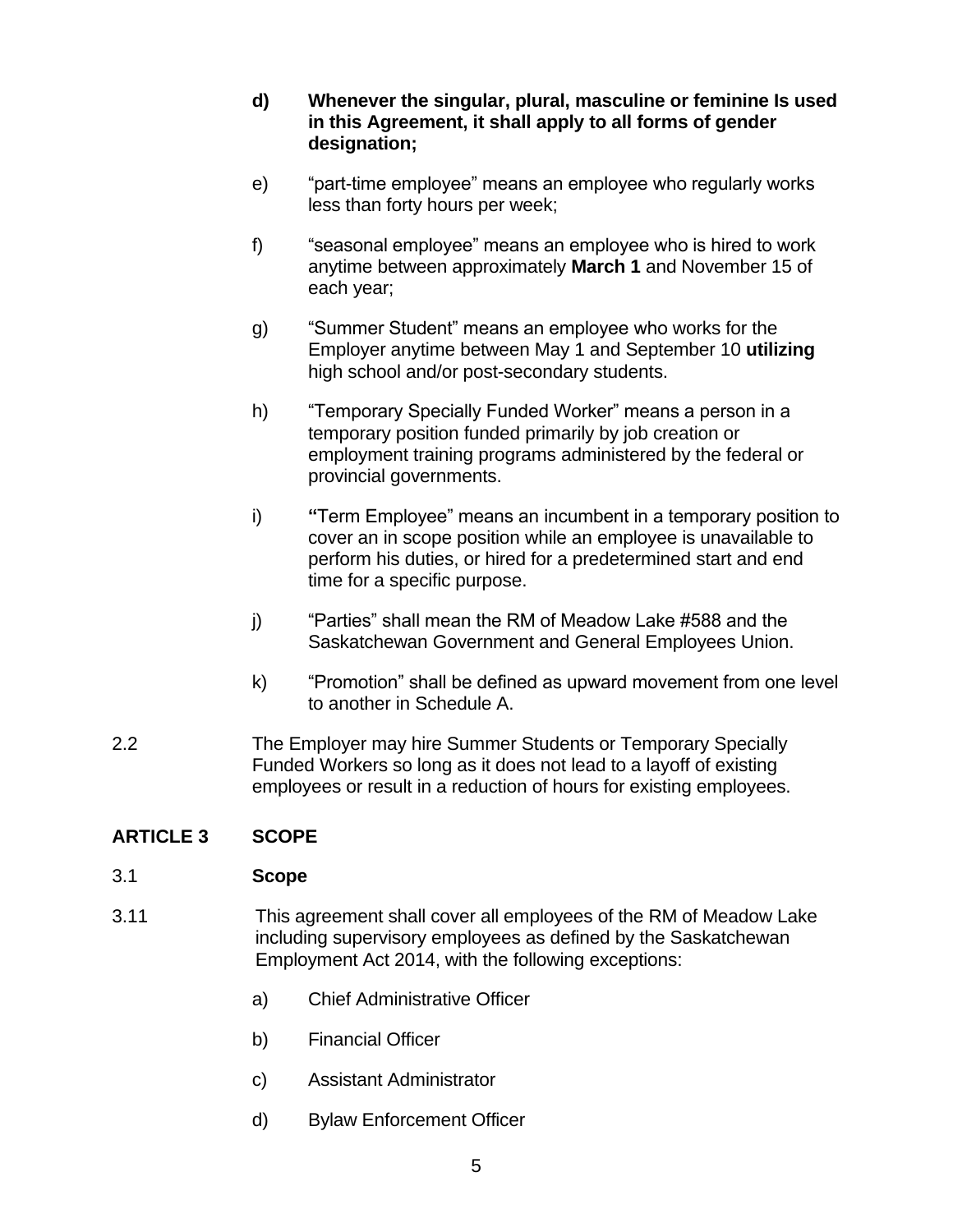**d) Whenever the singular, plural, masculine or feminine Is used in this Agreement, it shall apply to all forms of gender designation;**

e) "part-time employee" means an employee who regularly works less than forty hours per week;

f) "seasonal employee" means an employee who is hired to work anytime between approximately **March 1** and November 15 of each year;

g) "Summer Student" means an employee who works for the Employer anytime between May 1 and September 10 **utilizing** high school and/or post-secondary students.

h) "Temporary Specially Funded Worker" means a person in a temporary position funded primarily by job creation or employment training programs administered by the federal or provincial governments.

i) **"**Term Employee" means an incumbent in a temporary position to cover an in scope position while an employee is unavailable to perform his duties, or hired for a predetermined start and end time for a specific purpose.

j) "Parties" shall mean the RM of Meadow Lake #588 and the Saskatchewan Government and General Employees Union.

k) "Promotion" shall be defined as upward movement from one level to another in Schedule A.

2.2 The Employer may hire Summer Students or Temporary Specially Funded Workers so long as it does not lead to a layoff of existing employees or result in a reduction of hours for existing employees.

## ARTICLE 3 SCOPE

3.1 **Scope**

3.11 This agreement shall cover all employees of the RM of Meadow Lake including supervisory employees as defined by the Saskatchewan Employment Act 2014, with the following exceptions:

a) Chief Administrative Officer

b) Financial Officer

c) Assistant Administrator

d) Bylaw Enforcement Officer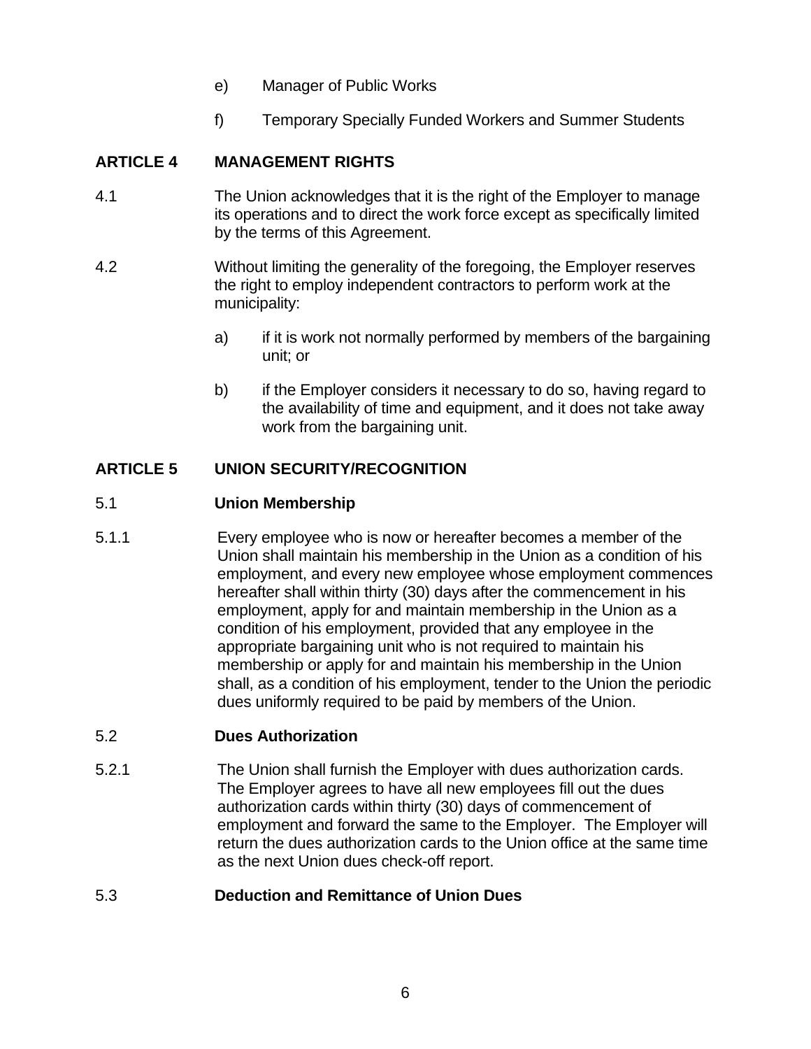e) Manager of Public Works

f) Temporary Specially Funded Workers and Summer Students

## ARTICLE 4 MANAGEMENT RIGHTS

4.1 The Union acknowledges that it is the right of the Employer to manage its operations and to direct the work force except as specifically limited by the terms of this Agreement.

4.2 Without limiting the generality of the foregoing, the Employer reserves the right to employ independent contractors to perform work at the municipality:

a) if it is work not normally performed by members of the bargaining unit; or

b) if the Employer considers it necessary to do so, having regard to the availability of time and equipment, and it does not take away work from the bargaining unit.

## ARTICLE 5 UNION SECURITY/RECOGNITION

### 5.1 Union Membership

5.1.1 Every employee who is now or hereafter becomes a member of the Union shall maintain his membership in the Union as a condition of his employment, and every new employee whose employment commences hereafter shall within thirty (30) days after the commencement in his employment, apply for and maintain membership in the Union as a condition of his employment, provided that any employee in the appropriate bargaining unit who is not required to maintain his membership or apply for and maintain his membership in the Union shall, as a condition of his employment, tender to the Union the periodic dues uniformly required to be paid by members of the Union.

### 5.2 Dues Authorization

5.2.1 The Union shall furnish the Employer with dues authorization cards. The Employer agrees to have all new employees fill out the dues authorization cards within thirty (30) days of commencement of employment and forward the same to the Employer. The Employer will return the dues authorization cards to the Union office at the same time as the next Union dues check-off report.

### 5.3 Deduction and Remittance of Union Dues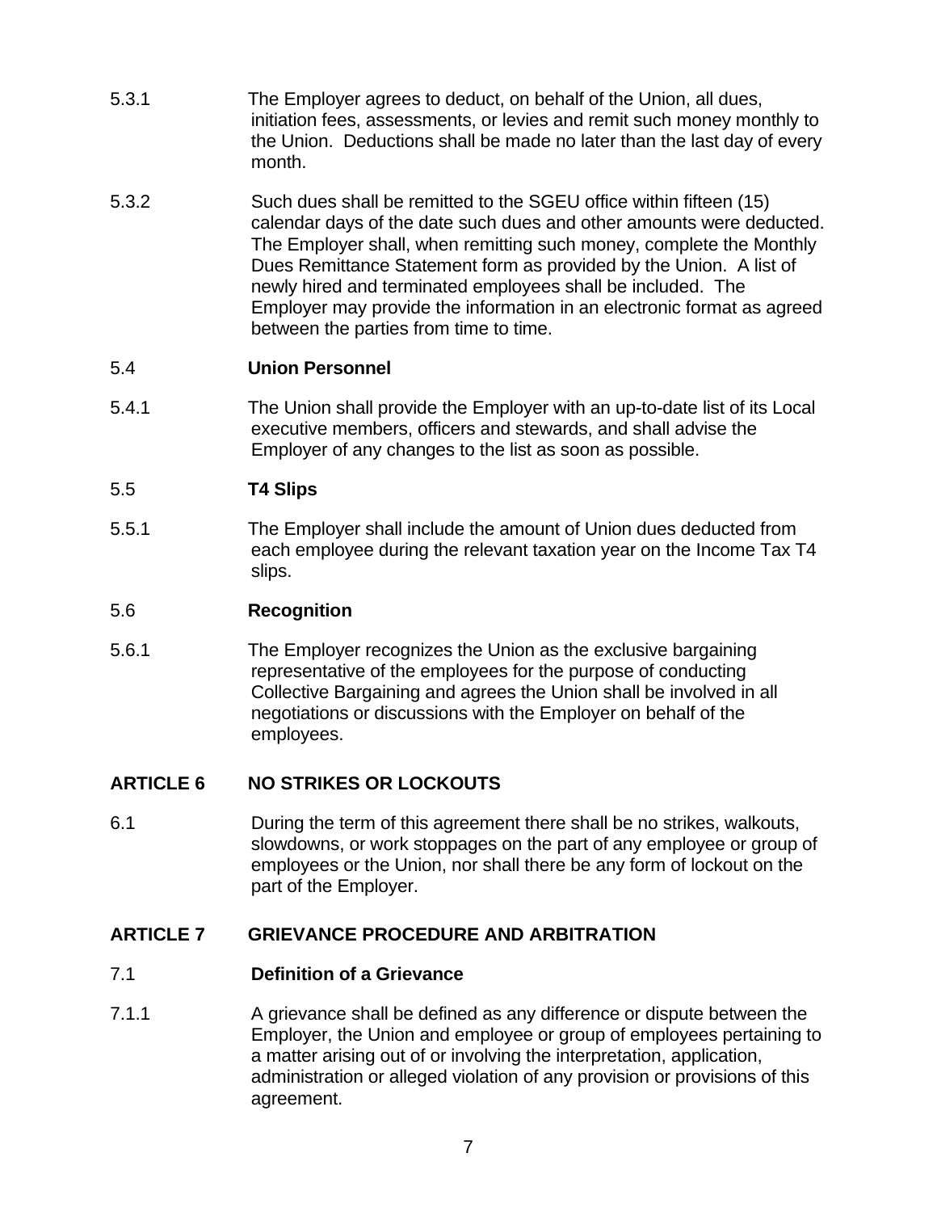5.3.1 The Employer agrees to deduct, on behalf of the Union, all dues, initiation fees, assessments, or levies and remit such money monthly to the Union. Deductions shall be made no later than the last day of every month.

5.3.2 Such dues shall be remitted to the SGEU office within fifteen (15) calendar days of the date such dues and other amounts were deducted. The Employer shall, when remitting such money, complete the Monthly Dues Remittance Statement form as provided by the Union. A list of newly hired and terminated employees shall be included. The Employer may provide the information in an electronic format as agreed between the parties from time to time.

5.4 **Union Personnel**

5.4.1 The Union shall provide the Employer with an up-to-date list of its Local executive members, officers and stewards, and shall advise the Employer of any changes to the list as soon as possible.

5.5 **T4 Slips**

5.5.1 The Employer shall include the amount of Union dues deducted from each employee during the relevant taxation year on the Income Tax T4 slips.

5.6 **Recognition**

5.6.1 The Employer recognizes the Union as the exclusive bargaining representative of the employees for the purpose of conducting Collective Bargaining and agrees the Union shall be involved in all negotiations or discussions with the Employer on behalf of the employees.

## ARTICLE 6 NO STRIKES OR LOCKOUTS

6.1 During the term of this agreement there shall be no strikes, walkouts, slowdowns, or work stoppages on the part of any employee or group of employees or the Union, nor shall there be any form of lockout on the part of the Employer.

## ARTICLE 7 GRIEVANCE PROCEDURE AND ARBITRATION

7.1 **Definition of a Grievance**

7.1.1 A grievance shall be defined as any difference or dispute between the Employer, the Union and employee or group of employees pertaining to a matter arising out of or involving the interpretation, application, administration or alleged violation of any provision or provisions of this agreement.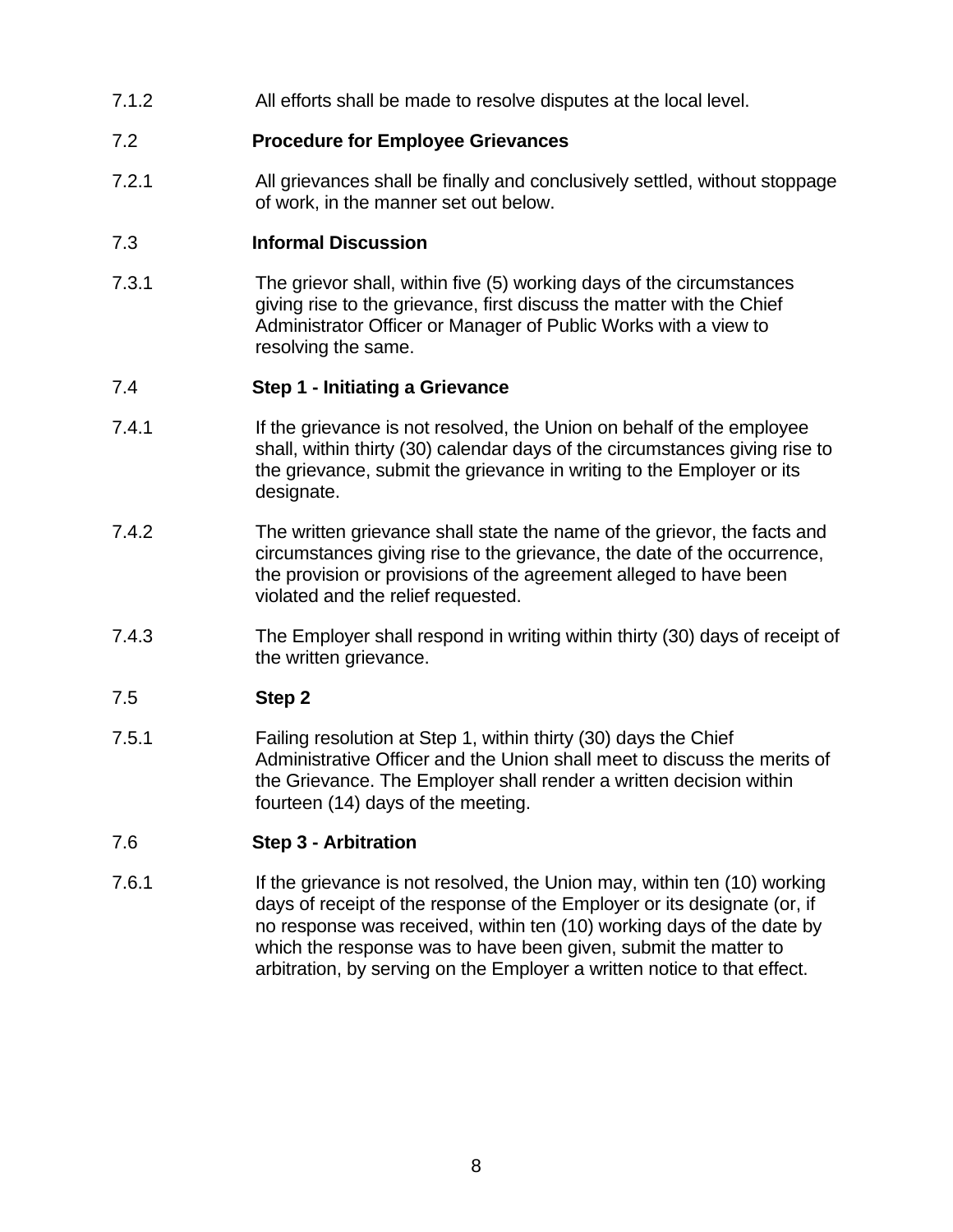7.1.2 All efforts shall be made to resolve disputes at the local level.

### 7.2 Procedure for Employee Grievances

7.2.1 All grievances shall be finally and conclusively settled, without stoppage of work, in the manner set out below.

### 7.3 Informal Discussion

7.3.1 The grievor shall, within five (5) working days of the circumstances giving rise to the grievance, first discuss the matter with the Chief Administrator Officer or Manager of Public Works with a view to resolving the same.

### 7.4 Step 1 - Initiating a Grievance

7.4.1 If the grievance is not resolved, the Union on behalf of the employee shall, within thirty (30) calendar days of the circumstances giving rise to the grievance, submit the grievance in writing to the Employer or its designate.

7.4.2 The written grievance shall state the name of the grievor, the facts and circumstances giving rise to the grievance, the date of the occurrence, the provision or provisions of the agreement alleged to have been violated and the relief requested.

7.4.3 The Employer shall respond in writing within thirty (30) days of receipt of the written grievance.

### 7.5 Step 2

7.5.1 Failing resolution at Step 1, within thirty (30) days the Chief Administrative Officer and the Union shall meet to discuss the merits of the Grievance. The Employer shall render a written decision within fourteen (14) days of the meeting.

### 7.6 Step 3 - Arbitration

7.6.1 If the grievance is not resolved, the Union may, within ten (10) working days of receipt of the response of the Employer or its designate (or, if no response was received, within ten (10) working days of the date by which the response was to have been given, submit the matter to arbitration, by serving on the Employer a written notice to that effect.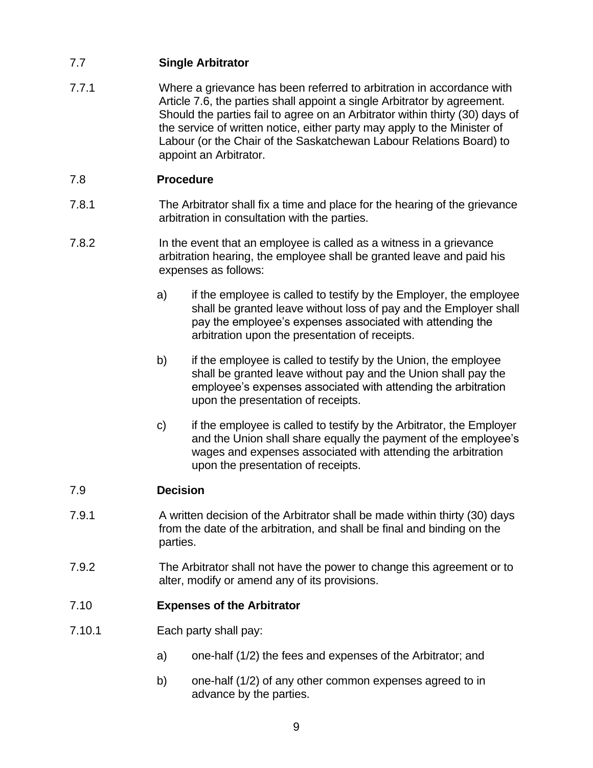## 7.7 Single Arbitrator

7.7.1 Where a grievance has been referred to arbitration in accordance with Article 7.6, the parties shall appoint a single Arbitrator by agreement. Should the parties fail to agree on an Arbitrator within thirty (30) days of the service of written notice, either party may apply to the Minister of Labour (or the Chair of the Saskatchewan Labour Relations Board) to appoint an Arbitrator.

## 7.8 Procedure

7.8.1 The Arbitrator shall fix a time and place for the hearing of the grievance arbitration in consultation with the parties.

7.8.2 In the event that an employee is called as a witness in a grievance arbitration hearing, the employee shall be granted leave and paid his expenses as follows:

a) if the employee is called to testify by the Employer, the employee shall be granted leave without loss of pay and the Employer shall pay the employee's expenses associated with attending the arbitration upon the presentation of receipts.

b) if the employee is called to testify by the Union, the employee shall be granted leave without pay and the Union shall pay the employee's expenses associated with attending the arbitration upon the presentation of receipts.

c) if the employee is called to testify by the Arbitrator, the Employer and the Union shall share equally the payment of the employee's wages and expenses associated with attending the arbitration upon the presentation of receipts.

## 7.9 Decision

7.9.1 A written decision of the Arbitrator shall be made within thirty (30) days from the date of the arbitration, and shall be final and binding on the parties.

7.9.2 The Arbitrator shall not have the power to change this agreement or to alter, modify or amend any of its provisions.

## 7.10 Expenses of the Arbitrator

7.10.1 Each party shall pay:

a) one-half (1/2) the fees and expenses of the Arbitrator; and

b) one-half (1/2) of any other common expenses agreed to in advance by the parties.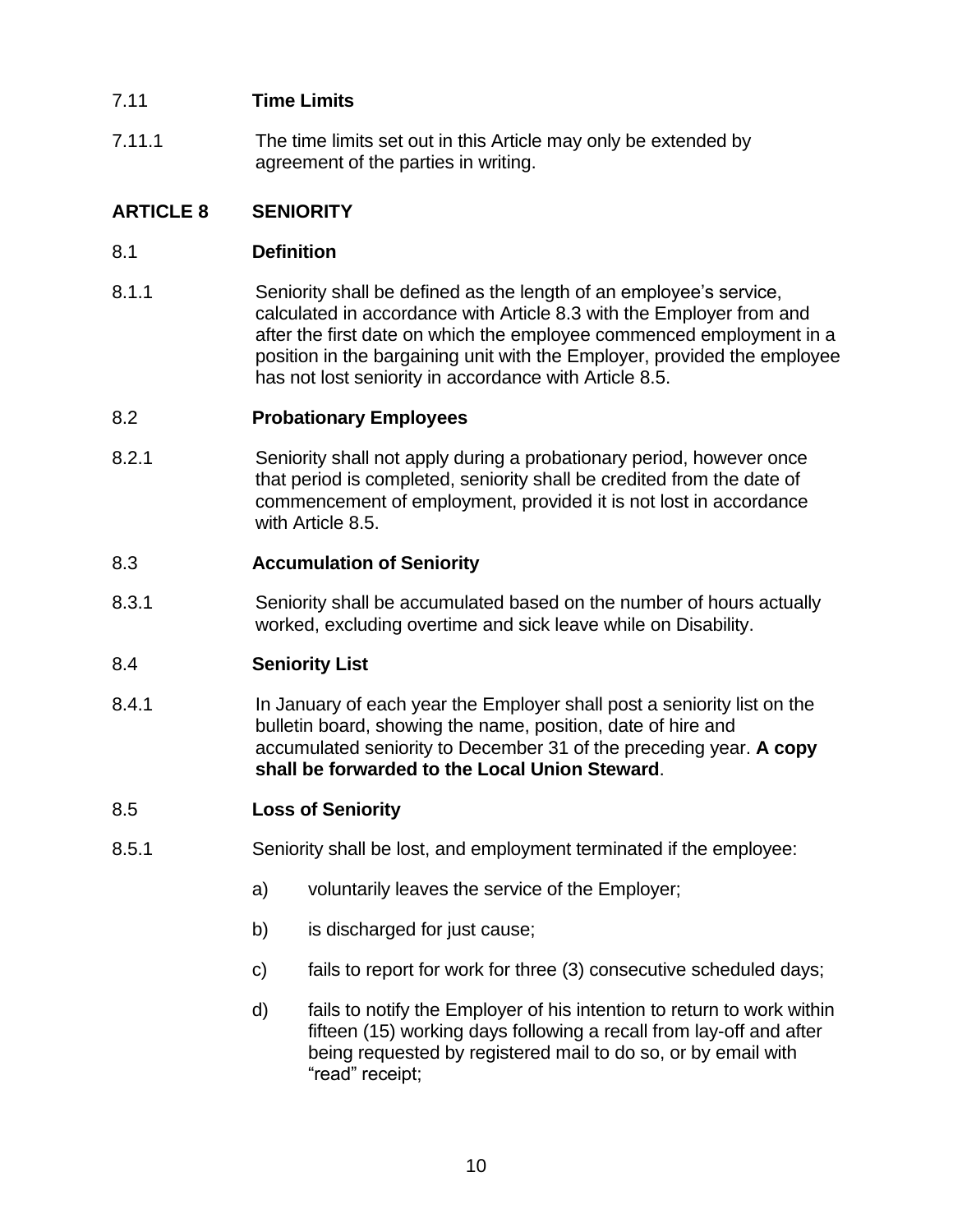7.11 **Time Limits**

7.11.1 The time limits set out in this Article may only be extended by agreement of the parties in writing.

## ARTICLE 8 SENIORITY

8.1 **Definition**

8.1.1 Seniority shall be defined as the length of an employee's service, calculated in accordance with Article 8.3 with the Employer from and after the first date on which the employee commenced employment in a position in the bargaining unit with the Employer, provided the employee has not lost seniority in accordance with Article 8.5.

8.2 **Probationary Employees**

8.2.1 Seniority shall not apply during a probationary period, however once that period is completed, seniority shall be credited from the date of commencement of employment, provided it is not lost in accordance with Article 8.5.

8.3 **Accumulation of Seniority**

8.3.1 Seniority shall be accumulated based on the number of hours actually worked, excluding overtime and sick leave while on Disability.

8.4 **Seniority List**

8.4.1 In January of each year the Employer shall post a seniority list on the bulletin board, showing the name, position, date of hire and accumulated seniority to December 31 of the preceding year. **A copy shall be forwarded to the Local Union Steward**.

8.5 **Loss of Seniority**

8.5.1 Seniority shall be lost, and employment terminated if the employee:

a) voluntarily leaves the service of the Employer;

b) is discharged for just cause;

c) fails to report for work for three (3) consecutive scheduled days;

d) fails to notify the Employer of his intention to return to work within fifteen (15) working days following a recall from lay-off and after being requested by registered mail to do so, or by email with "read" receipt;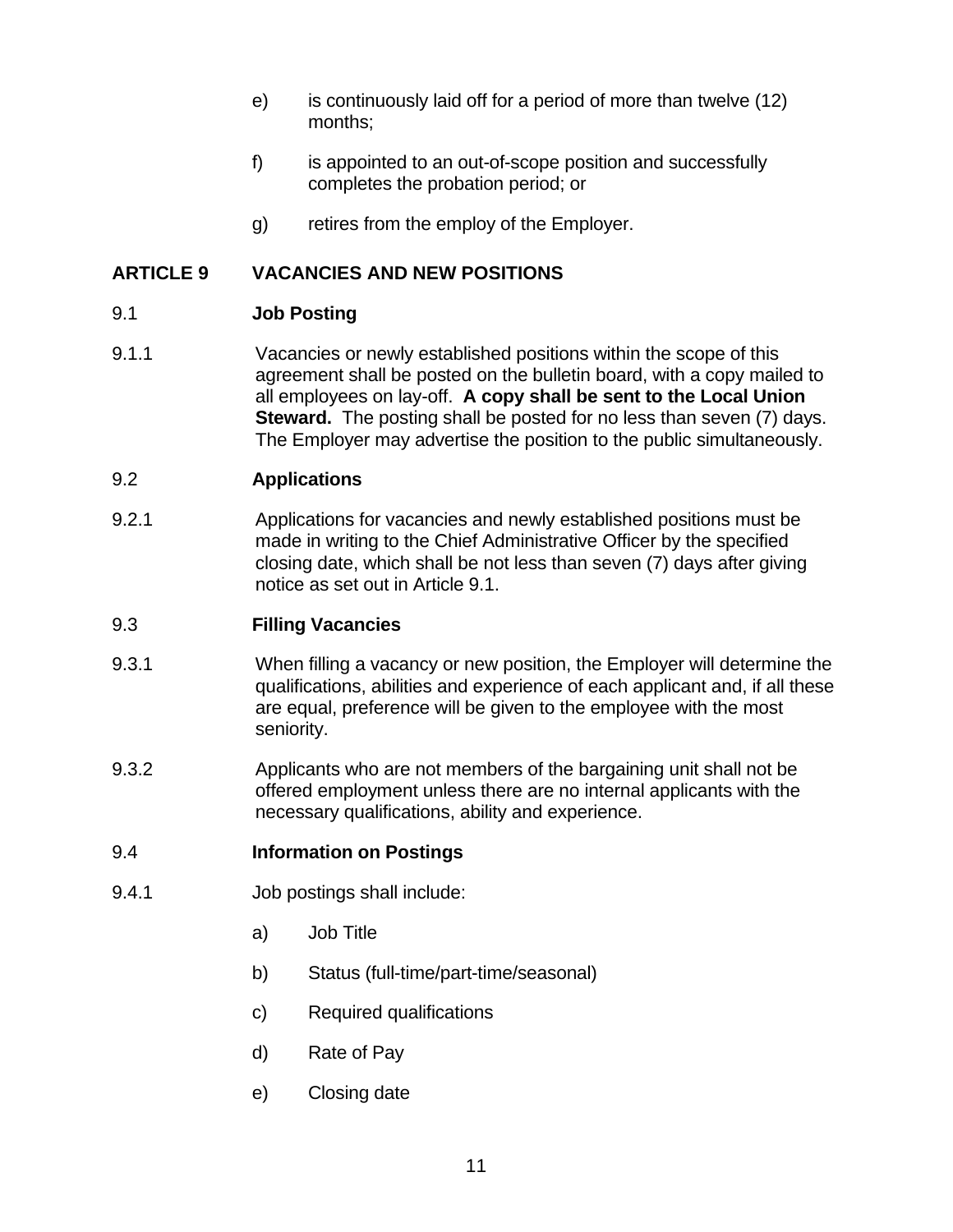e) is continuously laid off for a period of more than twelve (12) months;

f) is appointed to an out-of-scope position and successfully completes the probation period; or

g) retires from the employ of the Employer.

## ARTICLE 9 VACANCIES AND NEW POSITIONS

### 9.1 Job Posting

9.1.1 Vacancies or newly established positions within the scope of this agreement shall be posted on the bulletin board, with a copy mailed to all employees on lay-off. **A copy shall be sent to the Local Union Steward.** The posting shall be posted for no less than seven (7) days. The Employer may advertise the position to the public simultaneously.

### 9.2 Applications

9.2.1 Applications for vacancies and newly established positions must be made in writing to the Chief Administrative Officer by the specified closing date, which shall be not less than seven (7) days after giving notice as set out in Article 9.1.

### 9.3 Filling Vacancies

9.3.1 When filling a vacancy or new position, the Employer will determine the qualifications, abilities and experience of each applicant and, if all these are equal, preference will be given to the employee with the most seniority.

9.3.2 Applicants who are not members of the bargaining unit shall not be offered employment unless there are no internal applicants with the necessary qualifications, ability and experience.

### 9.4 Information on Postings

9.4.1 Job postings shall include:

a) Job Title

b) Status (full-time/part-time/seasonal)

c) Required qualifications

d) Rate of Pay

e) Closing date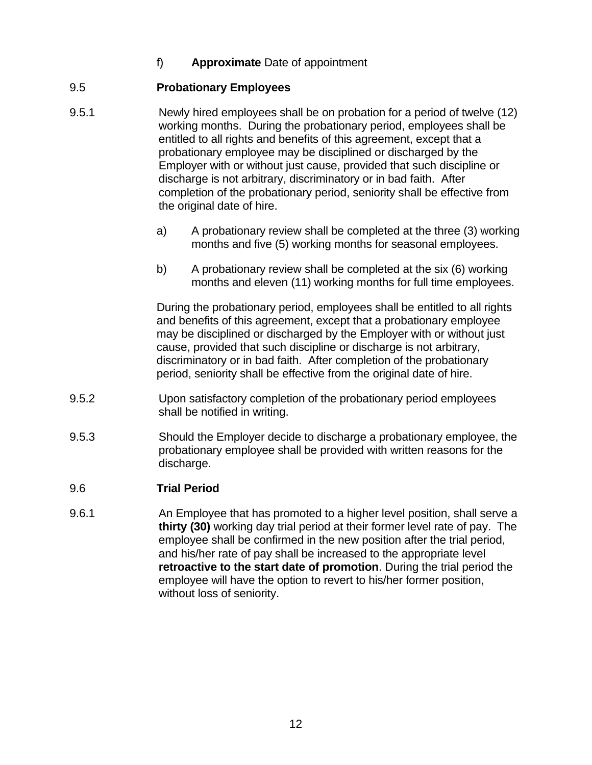f) **Approximate** Date of appointment

## 9.5 Probationary Employees

9.5.1 Newly hired employees shall be on probation for a period of twelve (12) working months. During the probationary period, employees shall be entitled to all rights and benefits of this agreement, except that a probationary employee may be disciplined or discharged by the Employer with or without just cause, provided that such discipline or discharge is not arbitrary, discriminatory or in bad faith. After completion of the probationary period, seniority shall be effective from the original date of hire.

a) A probationary review shall be completed at the three (3) working months and five (5) working months for seasonal employees.

b) A probationary review shall be completed at the six (6) working months and eleven (11) working months for full time employees.

During the probationary period, employees shall be entitled to all rights and benefits of this agreement, except that a probationary employee may be disciplined or discharged by the Employer with or without just cause, provided that such discipline or discharge is not arbitrary, discriminatory or in bad faith. After completion of the probationary period, seniority shall be effective from the original date of hire.

9.5.2 Upon satisfactory completion of the probationary period employees shall be notified in writing.

9.5.3 Should the Employer decide to discharge a probationary employee, the probationary employee shall be provided with written reasons for the discharge.

## 9.6 Trial Period

9.6.1 An Employee that has promoted to a higher level position, shall serve a **thirty (30)** working day trial period at their former level rate of pay. The employee shall be confirmed in the new position after the trial period, and his/her rate of pay shall be increased to the appropriate level **retroactive to the start date of promotion**. During the trial period the employee will have the option to revert to his/her former position, without loss of seniority.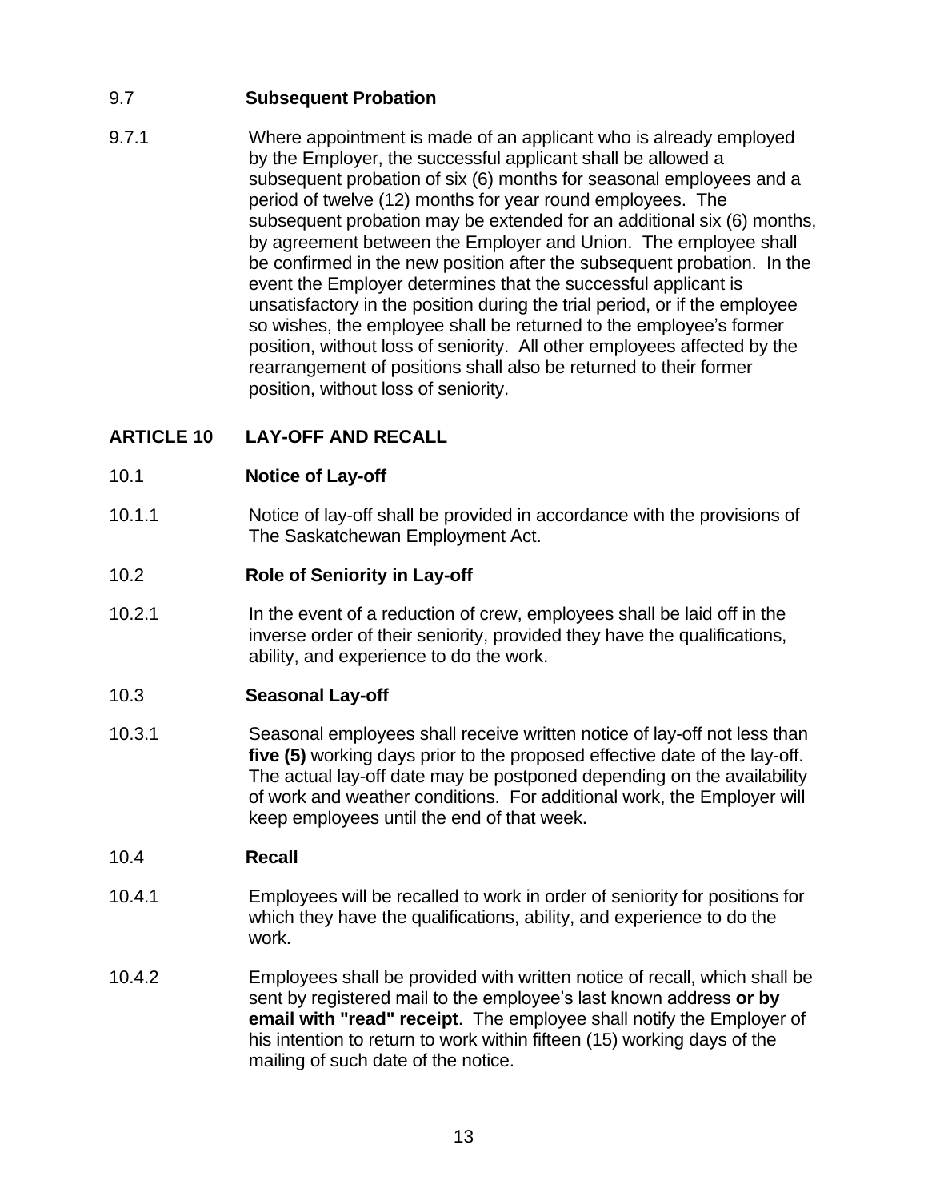### 9.7 Subsequent Probation

9.7.1 Where appointment is made of an applicant who is already employed by the Employer, the successful applicant shall be allowed a subsequent probation of six (6) months for seasonal employees and a period of twelve (12) months for year round employees. The subsequent probation may be extended for an additional six (6) months, by agreement between the Employer and Union. The employee shall be confirmed in the new position after the subsequent probation. In the event the Employer determines that the successful applicant is unsatisfactory in the position during the trial period, or if the employee so wishes, the employee shall be returned to the employee's former position, without loss of seniority. All other employees affected by the rearrangement of positions shall also be returned to their former position, without loss of seniority.

## ARTICLE 10 LAY-OFF AND RECALL

### 10.1 Notice of Lay-off

10.1.1 Notice of lay-off shall be provided in accordance with the provisions of The Saskatchewan Employment Act.

### 10.2 Role of Seniority in Lay-off

10.2.1 In the event of a reduction of crew, employees shall be laid off in the inverse order of their seniority, provided they have the qualifications, ability, and experience to do the work.

### 10.3 Seasonal Lay-off

10.3.1 Seasonal employees shall receive written notice of lay-off not less than **five (5)** working days prior to the proposed effective date of the lay-off. The actual lay-off date may be postponed depending on the availability of work and weather conditions. For additional work, the Employer will keep employees until the end of that week.

### 10.4 Recall

10.4.1 Employees will be recalled to work in order of seniority for positions for which they have the qualifications, ability, and experience to do the work.

10.4.2 Employees shall be provided with written notice of recall, which shall be sent by registered mail to the employee's last known address **or by email with "read" receipt**. The employee shall notify the Employer of his intention to return to work within fifteen (15) working days of the mailing of such date of the notice.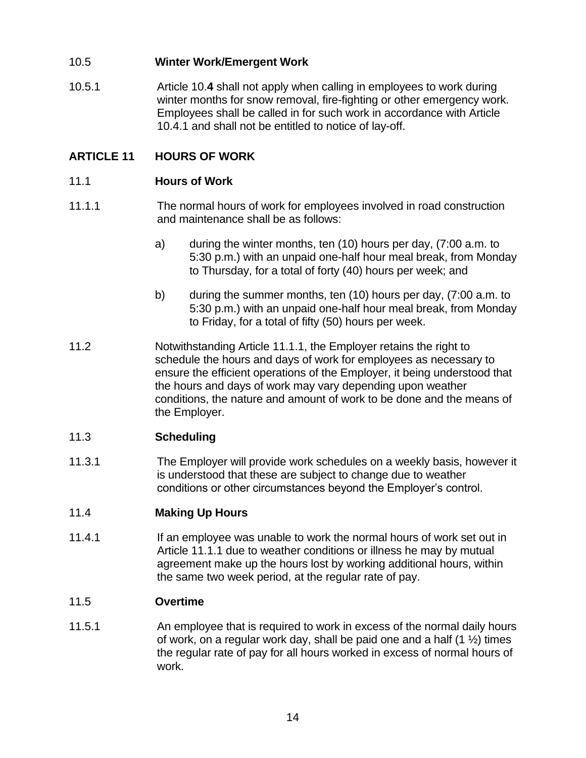10.5 **Winter Work/Emergent Work**

10.5.1 Article 10.**4** shall not apply when calling in employees to work during winter months for snow removal, fire-fighting or other emergency work. Employees shall be called in for such work in accordance with Article 10.4.1 and shall not be entitled to notice of lay-off.

## ARTICLE 11 HOURS OF WORK

11.1 **Hours of Work**

11.1.1 The normal hours of work for employees involved in road construction and maintenance shall be as follows:

a) during the winter months, ten (10) hours per day, (7:00 a.m. to 5:30 p.m.) with an unpaid one-half hour meal break, from Monday to Thursday, for a total of forty (40) hours per week; and

b) during the summer months, ten (10) hours per day, (7:00 a.m. to 5:30 p.m.) with an unpaid one-half hour meal break, from Monday to Friday, for a total of fifty (50) hours per week.

11.2 Notwithstanding Article 11.1.1, the Employer retains the right to schedule the hours and days of work for employees as necessary to ensure the efficient operations of the Employer, it being understood that the hours and days of work may vary depending upon weather conditions, the nature and amount of work to be done and the means of the Employer.

11.3 **Scheduling**

11.3.1 The Employer will provide work schedules on a weekly basis, however it is understood that these are subject to change due to weather conditions or other circumstances beyond the Employer's control.

11.4 **Making Up Hours**

11.4.1 If an employee was unable to work the normal hours of work set out in Article 11.1.1 due to weather conditions or illness he may by mutual agreement make up the hours lost by working additional hours, within the same two week period, at the regular rate of pay.

11.5 **Overtime**

11.5.1 An employee that is required to work in excess of the normal daily hours of work, on a regular work day, shall be paid one and a half (1 ½) times the regular rate of pay for all hours worked in excess of normal hours of work.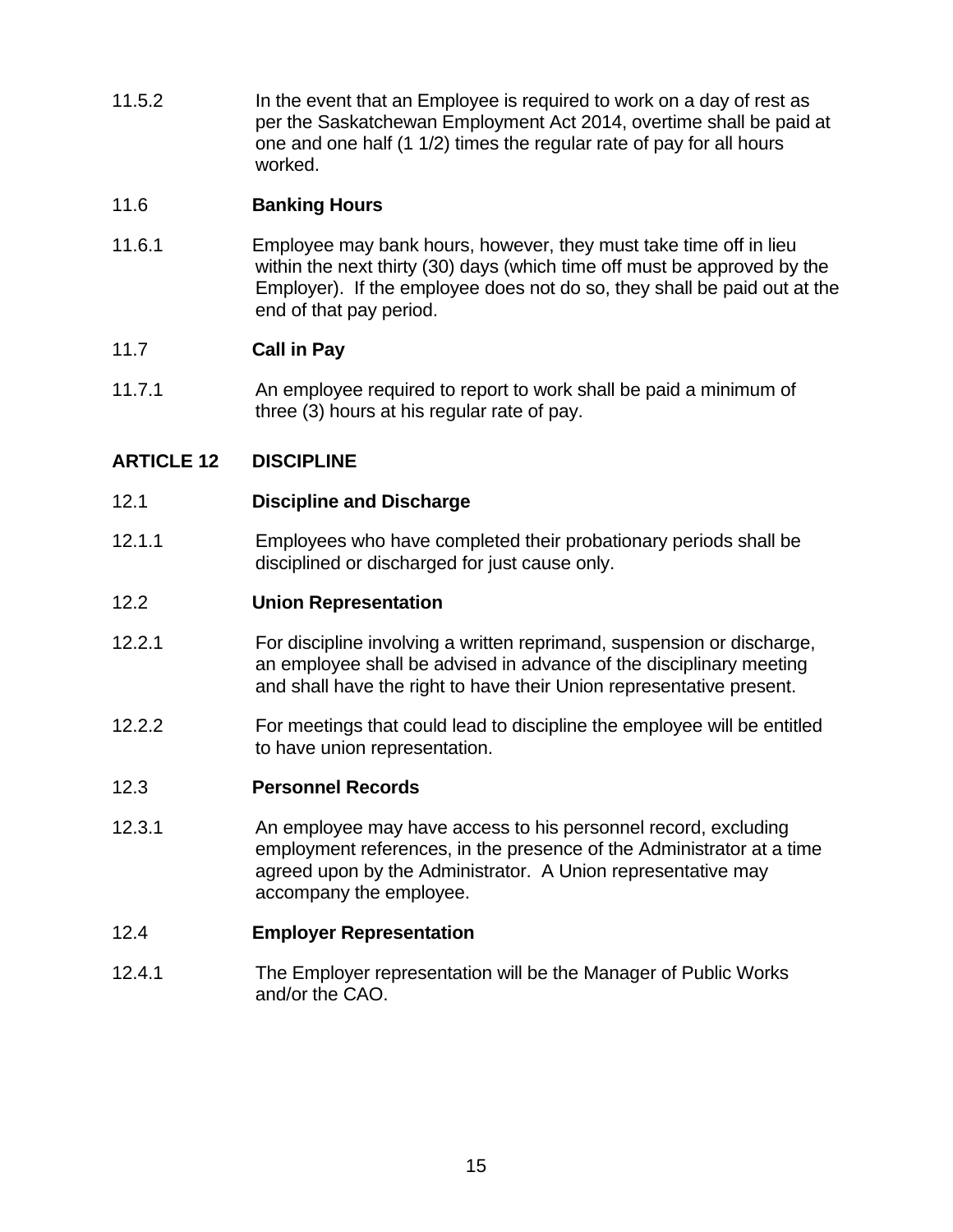11.5.2 In the event that an Employee is required to work on a day of rest as per the Saskatchewan Employment Act 2014, overtime shall be paid at one and one half (1 1/2) times the regular rate of pay for all hours worked.

11.6 **Banking Hours**

11.6.1 Employee may bank hours, however, they must take time off in lieu within the next thirty (30) days (which time off must be approved by the Employer). If the employee does not do so, they shall be paid out at the end of that pay period.

11.7 **Call in Pay**

11.7.1 An employee required to report to work shall be paid a minimum of three (3) hours at his regular rate of pay.

## ARTICLE 12 DISCIPLINE

12.1 **Discipline and Discharge**

12.1.1 Employees who have completed their probationary periods shall be disciplined or discharged for just cause only.

12.2 **Union Representation**

12.2.1 For discipline involving a written reprimand, suspension or discharge, an employee shall be advised in advance of the disciplinary meeting and shall have the right to have their Union representative present.

12.2.2 For meetings that could lead to discipline the employee will be entitled to have union representation.

12.3 **Personnel Records**

12.3.1 An employee may have access to his personnel record, excluding employment references, in the presence of the Administrator at a time agreed upon by the Administrator. A Union representative may accompany the employee.

12.4 **Employer Representation**

12.4.1 The Employer representation will be the Manager of Public Works and/or the CAO.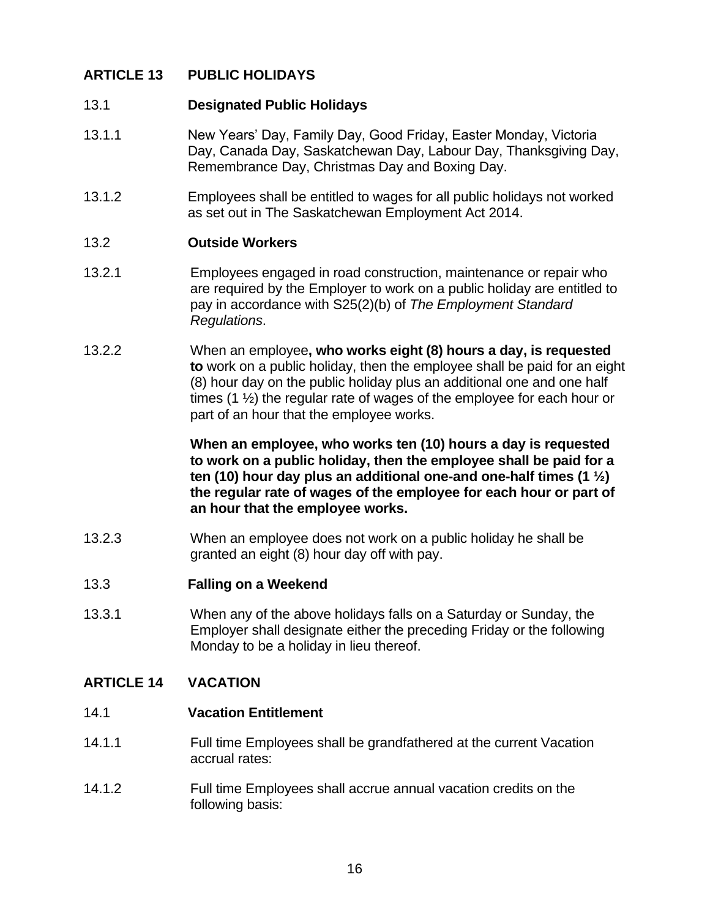## ARTICLE 13 PUBLIC HOLIDAYS

### 13.1 Designated Public Holidays

13.1.1 New Years' Day, Family Day, Good Friday, Easter Monday, Victoria Day, Canada Day, Saskatchewan Day, Labour Day, Thanksgiving Day, Remembrance Day, Christmas Day and Boxing Day.

13.1.2 Employees shall be entitled to wages for all public holidays not worked as set out in The Saskatchewan Employment Act 2014.

### 13.2 Outside Workers

13.2.1 Employees engaged in road construction, maintenance or repair who are required by the Employer to work on a public holiday are entitled to pay in accordance with S25(2)(b) of *The Employment Standard Regulations*.

13.2.2 When an employee**, who works eight (8) hours a day, is requested to** work on a public holiday, then the employee shall be paid for an eight (8) hour day on the public holiday plus an additional one and one half times (1 ½) the regular rate of wages of the employee for each hour or part of an hour that the employee works.

**When an employee, who works ten (10) hours a day is requested to work on a public holiday, then the employee shall be paid for a ten (10) hour day plus an additional one-and one-half times (1 ½) the regular rate of wages of the employee for each hour or part of an hour that the employee works.**

13.2.3 When an employee does not work on a public holiday he shall be granted an eight (8) hour day off with pay.

### 13.3 Falling on a Weekend

13.3.1 When any of the above holidays falls on a Saturday or Sunday, the Employer shall designate either the preceding Friday or the following Monday to be a holiday in lieu thereof.

## ARTICLE 14 VACATION

### 14.1 Vacation Entitlement

14.1.1 Full time Employees shall be grandfathered at the current Vacation accrual rates:

14.1.2 Full time Employees shall accrue annual vacation credits on the following basis: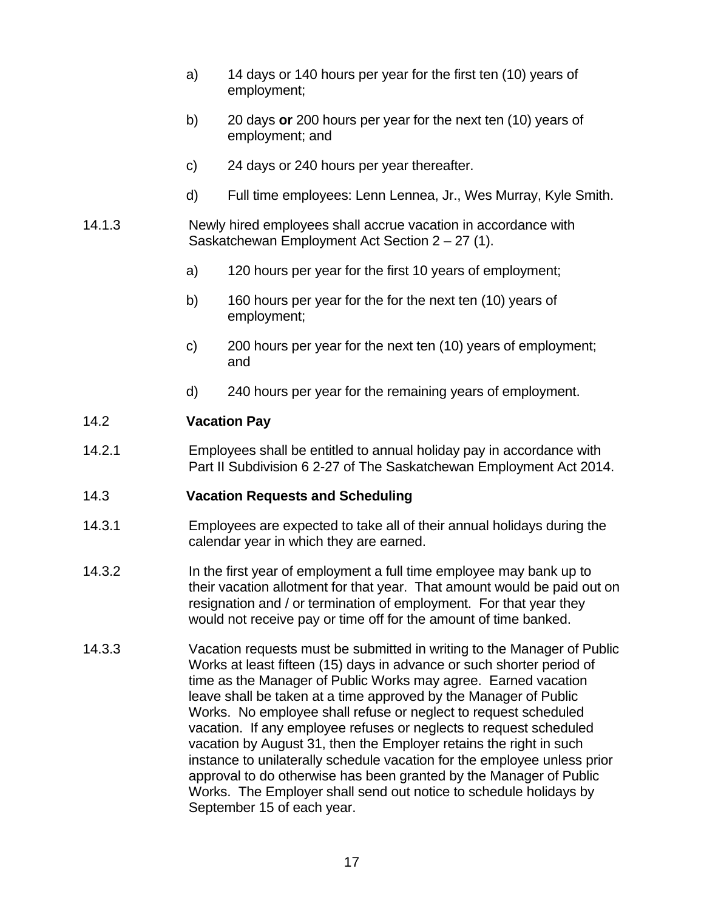a) 14 days or 140 hours per year for the first ten (10) years of employment;

b) 20 days **or** 200 hours per year for the next ten (10) years of employment; and

c) 24 days or 240 hours per year thereafter.

d) Full time employees: Lenn Lennea, Jr., Wes Murray, Kyle Smith.

14.1.3 Newly hired employees shall accrue vacation in accordance with Saskatchewan Employment Act Section 2 – 27 (1).

a) 120 hours per year for the first 10 years of employment;

b) 160 hours per year for the for the next ten (10) years of employment;

c) 200 hours per year for the next ten (10) years of employment; and

d) 240 hours per year for the remaining years of employment.

### 14.2 Vacation Pay

14.2.1 Employees shall be entitled to annual holiday pay in accordance with Part II Subdivision 6 2-27 of The Saskatchewan Employment Act 2014.

### 14.3 Vacation Requests and Scheduling

14.3.1 Employees are expected to take all of their annual holidays during the calendar year in which they are earned.

14.3.2 In the first year of employment a full time employee may bank up to their vacation allotment for that year. That amount would be paid out on resignation and / or termination of employment. For that year they would not receive pay or time off for the amount of time banked.

14.3.3 Vacation requests must be submitted in writing to the Manager of Public Works at least fifteen (15) days in advance or such shorter period of time as the Manager of Public Works may agree. Earned vacation leave shall be taken at a time approved by the Manager of Public Works. No employee shall refuse or neglect to request scheduled vacation. If any employee refuses or neglects to request scheduled vacation by August 31, then the Employer retains the right in such instance to unilaterally schedule vacation for the employee unless prior approval to do otherwise has been granted by the Manager of Public Works. The Employer shall send out notice to schedule holidays by September 15 of each year.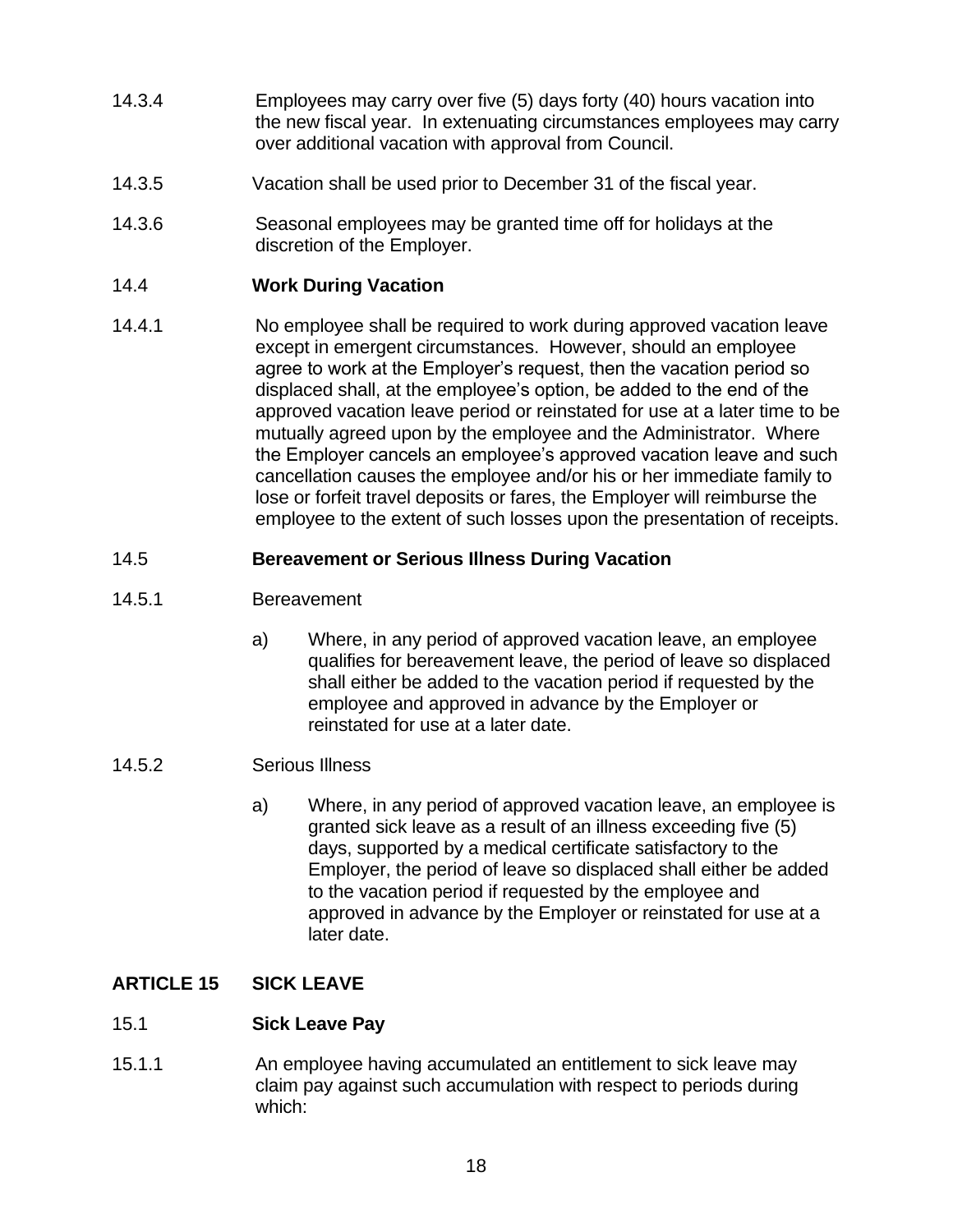14.3.4 Employees may carry over five (5) days forty (40) hours vacation into the new fiscal year. In extenuating circumstances employees may carry over additional vacation with approval from Council.

14.3.5 Vacation shall be used prior to December 31 of the fiscal year.

14.3.6 Seasonal employees may be granted time off for holidays at the discretion of the Employer.

### 14.4 Work During Vacation

14.4.1 No employee shall be required to work during approved vacation leave except in emergent circumstances. However, should an employee agree to work at the Employer's request, then the vacation period so displaced shall, at the employee's option, be added to the end of the approved vacation leave period or reinstated for use at a later time to be mutually agreed upon by the employee and the Administrator. Where the Employer cancels an employee's approved vacation leave and such cancellation causes the employee and/or his or her immediate family to lose or forfeit travel deposits or fares, the Employer will reimburse the employee to the extent of such losses upon the presentation of receipts.

### 14.5 Bereavement or Serious Illness During Vacation

14.5.1 Bereavement

a) Where, in any period of approved vacation leave, an employee qualifies for bereavement leave, the period of leave so displaced shall either be added to the vacation period if requested by the employee and approved in advance by the Employer or reinstated for use at a later date.

14.5.2 Serious Illness

a) Where, in any period of approved vacation leave, an employee is granted sick leave as a result of an illness exceeding five (5) days, supported by a medical certificate satisfactory to the Employer, the period of leave so displaced shall either be added to the vacation period if requested by the employee and approved in advance by the Employer or reinstated for use at a later date.

## ARTICLE 15 SICK LEAVE

### 15.1 Sick Leave Pay

15.1.1 An employee having accumulated an entitlement to sick leave may claim pay against such accumulation with respect to periods during which: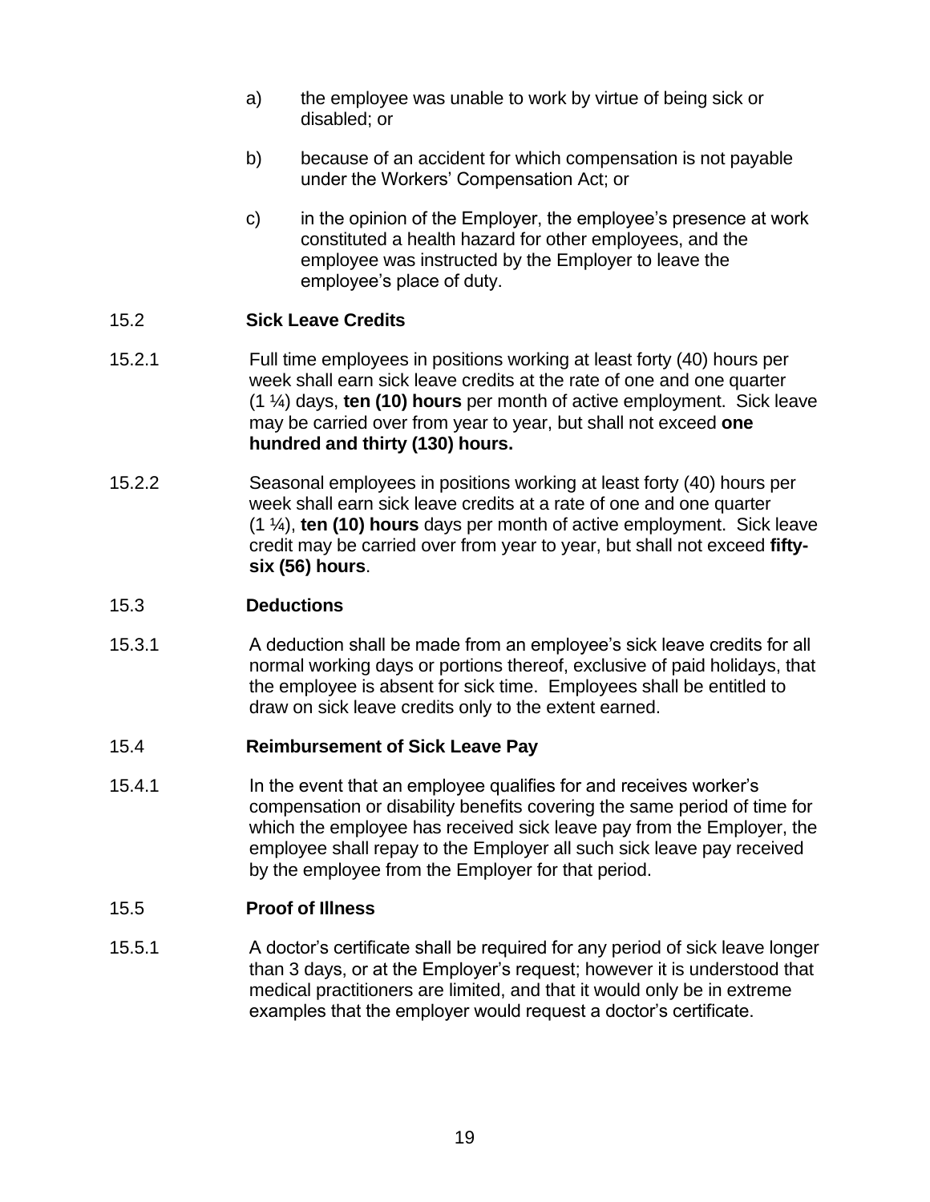a) the employee was unable to work by virtue of being sick or disabled; or

b) because of an accident for which compensation is not payable under the Workers' Compensation Act; or

c) in the opinion of the Employer, the employee's presence at work constituted a health hazard for other employees, and the employee was instructed by the Employer to leave the employee's place of duty.

## 15.2 Sick Leave Credits

15.2.1 Full time employees in positions working at least forty (40) hours per week shall earn sick leave credits at the rate of one and one quarter (1 ¼) days, **ten (10) hours** per month of active employment. Sick leave may be carried over from year to year, but shall not exceed **one hundred and thirty (130) hours.**

15.2.2 Seasonal employees in positions working at least forty (40) hours per week shall earn sick leave credits at a rate of one and one quarter (1 ¼), **ten (10) hours** days per month of active employment. Sick leave credit may be carried over from year to year, but shall not exceed **fifty-six (56) hours**.

## 15.3 Deductions

15.3.1 A deduction shall be made from an employee's sick leave credits for all normal working days or portions thereof, exclusive of paid holidays, that the employee is absent for sick time. Employees shall be entitled to draw on sick leave credits only to the extent earned.

## 15.4 Reimbursement of Sick Leave Pay

15.4.1 In the event that an employee qualifies for and receives worker's compensation or disability benefits covering the same period of time for which the employee has received sick leave pay from the Employer, the employee shall repay to the Employer all such sick leave pay received by the employee from the Employer for that period.

## 15.5 Proof of Illness

15.5.1 A doctor's certificate shall be required for any period of sick leave longer than 3 days, or at the Employer's request; however it is understood that medical practitioners are limited, and that it would only be in extreme examples that the employer would request a doctor's certificate.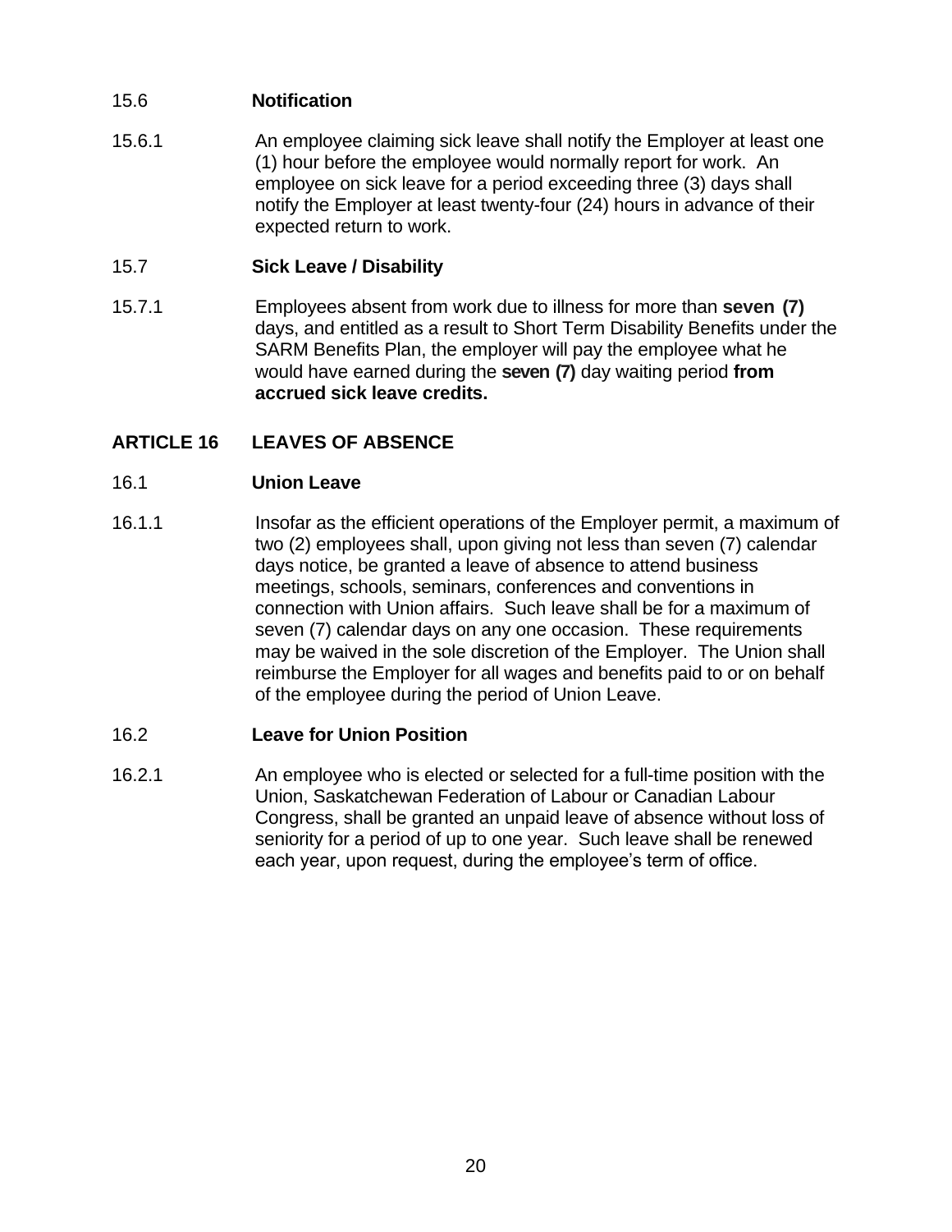15.6 **Notification**

15.6.1 An employee claiming sick leave shall notify the Employer at least one (1) hour before the employee would normally report for work. An employee on sick leave for a period exceeding three (3) days shall notify the Employer at least twenty-four (24) hours in advance of their expected return to work.

15.7 **Sick Leave / Disability**

15.7.1 Employees absent from work due to illness for more than **seven (7)** days, and entitled as a result to Short Term Disability Benefits under the SARM Benefits Plan, the employer will pay the employee what he would have earned during the **seven (7)** day waiting period **from accrued sick leave credits.**

## ARTICLE 16 LEAVES OF ABSENCE

16.1 **Union Leave**

16.1.1 Insofar as the efficient operations of the Employer permit, a maximum of two (2) employees shall, upon giving not less than seven (7) calendar days notice, be granted a leave of absence to attend business meetings, schools, seminars, conferences and conventions in connection with Union affairs. Such leave shall be for a maximum of seven (7) calendar days on any one occasion. These requirements may be waived in the sole discretion of the Employer. The Union shall reimburse the Employer for all wages and benefits paid to or on behalf of the employee during the period of Union Leave.

16.2 **Leave for Union Position**

16.2.1 An employee who is elected or selected for a full-time position with the Union, Saskatchewan Federation of Labour or Canadian Labour Congress, shall be granted an unpaid leave of absence without loss of seniority for a period of up to one year. Such leave shall be renewed each year, upon request, during the employee's term of office.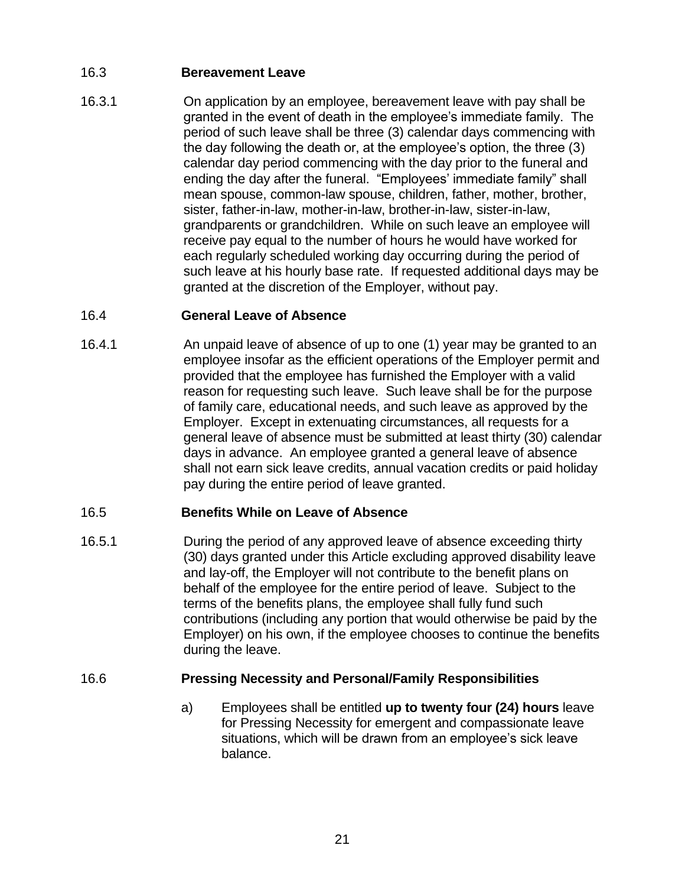### 16.3 Bereavement Leave

16.3.1 On application by an employee, bereavement leave with pay shall be granted in the event of death in the employee's immediate family. The period of such leave shall be three (3) calendar days commencing with the day following the death or, at the employee's option, the three (3) calendar day period commencing with the day prior to the funeral and ending the day after the funeral. "Employees' immediate family" shall mean spouse, common-law spouse, children, father, mother, brother, sister, father-in-law, mother-in-law, brother-in-law, sister-in-law, grandparents or grandchildren. While on such leave an employee will receive pay equal to the number of hours he would have worked for each regularly scheduled working day occurring during the period of such leave at his hourly base rate. If requested additional days may be granted at the discretion of the Employer, without pay.

### 16.4 General Leave of Absence

16.4.1 An unpaid leave of absence of up to one (1) year may be granted to an employee insofar as the efficient operations of the Employer permit and provided that the employee has furnished the Employer with a valid reason for requesting such leave. Such leave shall be for the purpose of family care, educational needs, and such leave as approved by the Employer. Except in extenuating circumstances, all requests for a general leave of absence must be submitted at least thirty (30) calendar days in advance. An employee granted a general leave of absence shall not earn sick leave credits, annual vacation credits or paid holiday pay during the entire period of leave granted.

### 16.5 Benefits While on Leave of Absence

16.5.1 During the period of any approved leave of absence exceeding thirty (30) days granted under this Article excluding approved disability leave and lay-off, the Employer will not contribute to the benefit plans on behalf of the employee for the entire period of leave. Subject to the terms of the benefits plans, the employee shall fully fund such contributions (including any portion that would otherwise be paid by the Employer) on his own, if the employee chooses to continue the benefits during the leave.

### 16.6 Pressing Necessity and Personal/Family Responsibilities

a) Employees shall be entitled **up to twenty four (24) hours** leave for Pressing Necessity for emergent and compassionate leave situations, which will be drawn from an employee's sick leave balance.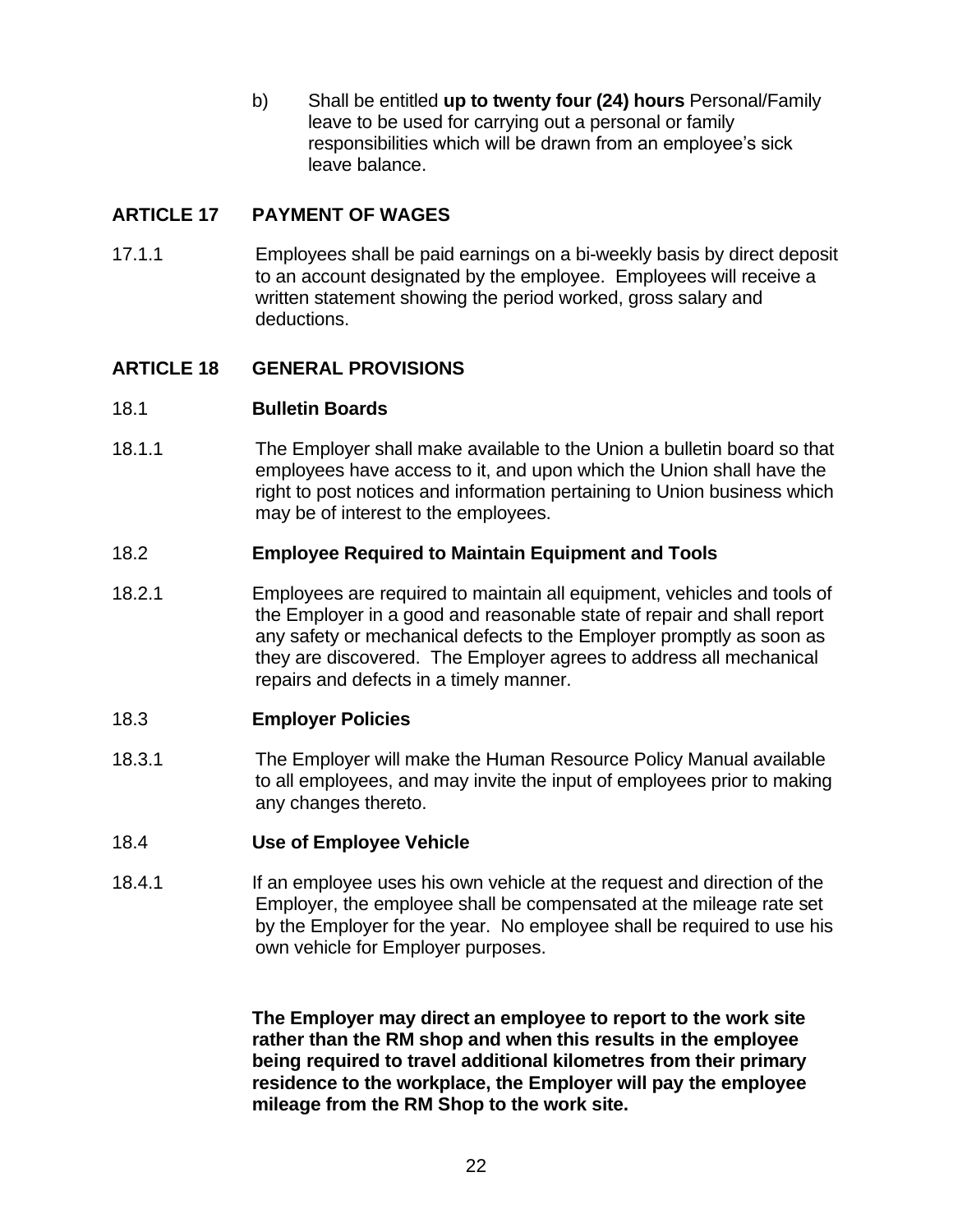b) Shall be entitled **up to twenty four (24) hours** Personal/Family leave to be used for carrying out a personal or family responsibilities which will be drawn from an employee's sick leave balance.

## ARTICLE 17 PAYMENT OF WAGES

17.1.1 Employees shall be paid earnings on a bi-weekly basis by direct deposit to an account designated by the employee. Employees will receive a written statement showing the period worked, gross salary and deductions.

## ARTICLE 18 GENERAL PROVISIONS

### 18.1 Bulletin Boards

18.1.1 The Employer shall make available to the Union a bulletin board so that employees have access to it, and upon which the Union shall have the right to post notices and information pertaining to Union business which may be of interest to the employees.

### 18.2 Employee Required to Maintain Equipment and Tools

18.2.1 Employees are required to maintain all equipment, vehicles and tools of the Employer in a good and reasonable state of repair and shall report any safety or mechanical defects to the Employer promptly as soon as they are discovered. The Employer agrees to address all mechanical repairs and defects in a timely manner.

### 18.3 Employer Policies

18.3.1 The Employer will make the Human Resource Policy Manual available to all employees, and may invite the input of employees prior to making any changes thereto.

### 18.4 Use of Employee Vehicle

18.4.1 If an employee uses his own vehicle at the request and direction of the Employer, the employee shall be compensated at the mileage rate set by the Employer for the year. No employee shall be required to use his own vehicle for Employer purposes.

**The Employer may direct an employee to report to the work site rather than the RM shop and when this results in the employee being required to travel additional kilometres from their primary residence to the workplace, the Employer will pay the employee mileage from the RM Shop to the work site.**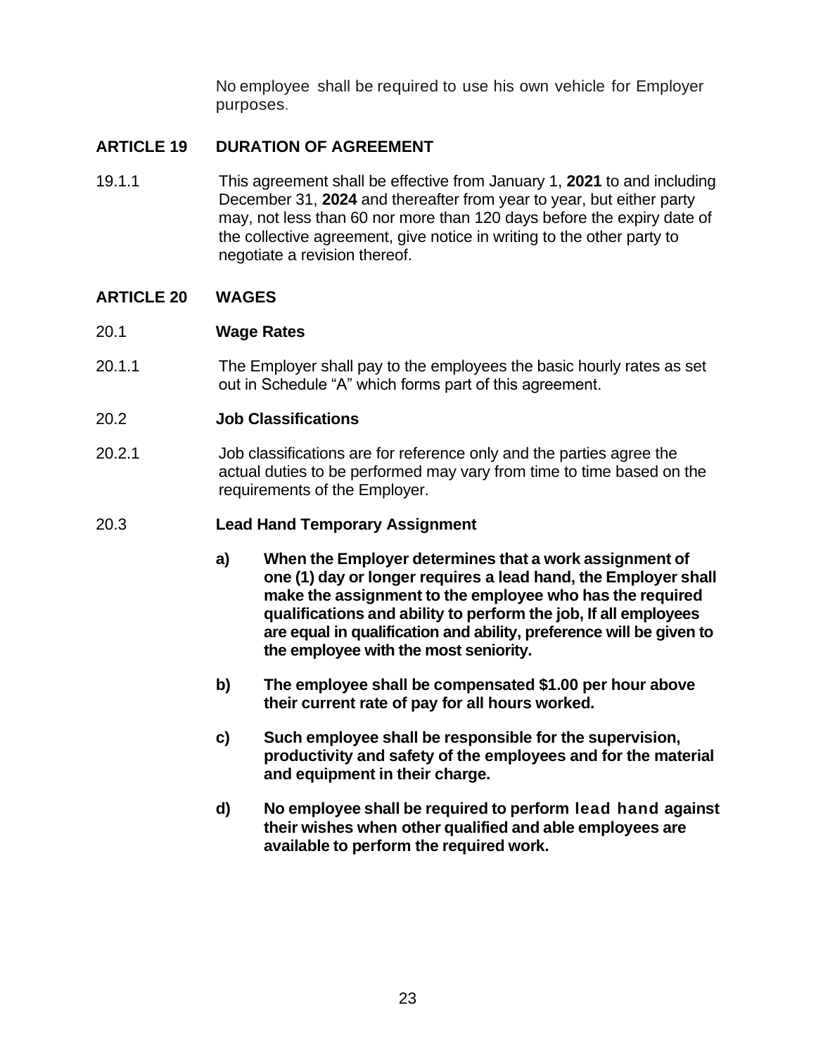No employee shall be required to use his own vehicle for Employer purposes.

## ARTICLE 19 DURATION OF AGREEMENT

19.1.1 This agreement shall be effective from January 1, **2021** to and including December 31, **2024** and thereafter from year to year, but either party may, not less than 60 nor more than 120 days before the expiry date of the collective agreement, give notice in writing to the other party to negotiate a revision thereof.

## ARTICLE 20 WAGES

### 20.1 Wage Rates

20.1.1 The Employer shall pay to the employees the basic hourly rates as set out in Schedule "A" which forms part of this agreement.

### 20.2 Job Classifications

20.2.1 Job classifications are for reference only and the parties agree the actual duties to be performed may vary from time to time based on the requirements of the Employer.

### 20.3 Lead Hand Temporary Assignment

**a) When the Employer determines that a work assignment of one (1) day or longer requires a lead hand, the Employer shall make the assignment to the employee who has the required qualifications and ability to perform the job, If all employees are equal in qualification and ability, preference will be given to the employee with the most seniority.**

**b) The employee shall be compensated $1.00 per hour above their current rate of pay for all hours worked.**

**c) Such employee shall be responsible for the supervision, productivity and safety of the employees and for the material and equipment in their charge.**

**d) No employee shall be required to perform lead hand against their wishes when other qualified and able employees are available to perform the required work.**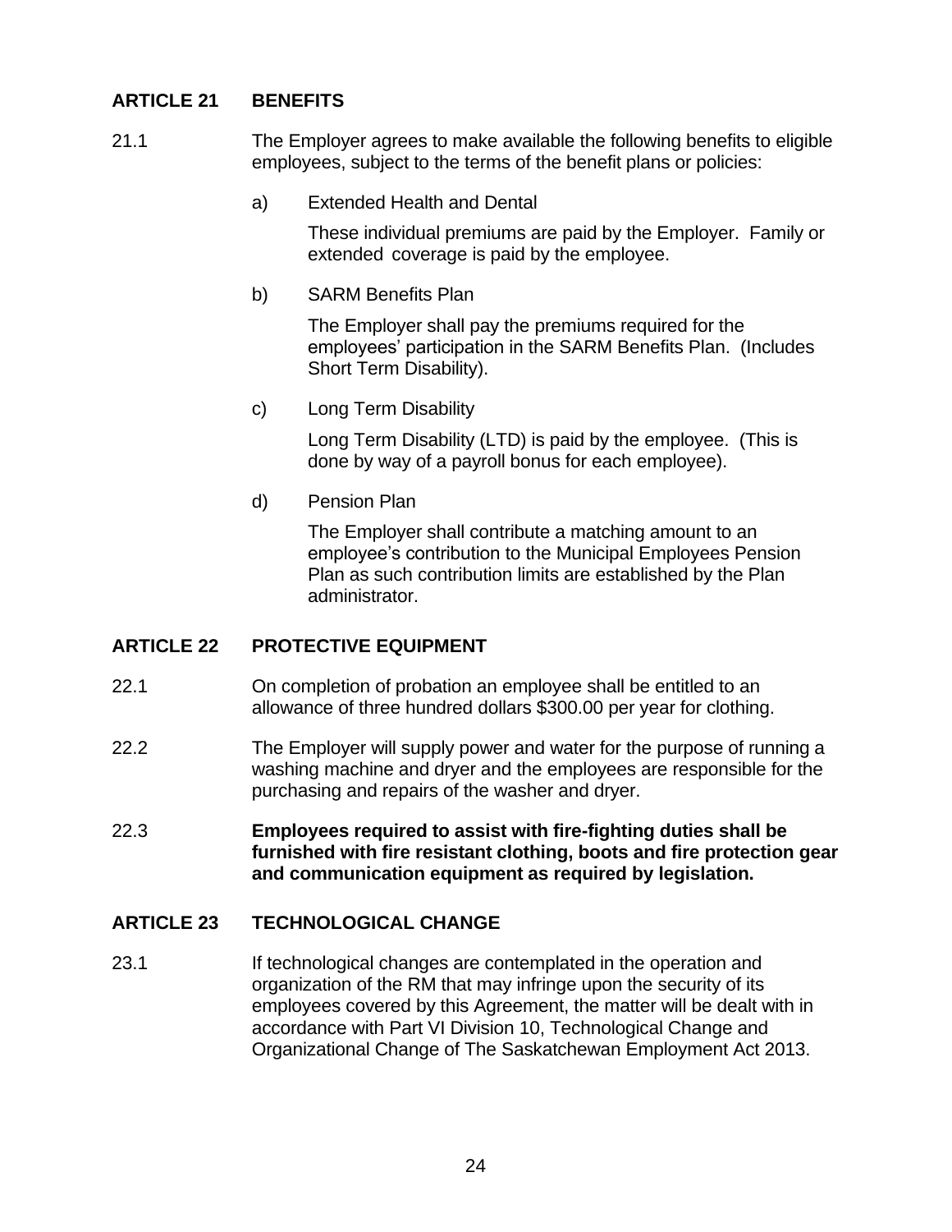## ARTICLE 21 BENEFITS

21.1 The Employer agrees to make available the following benefits to eligible employees, subject to the terms of the benefit plans or policies:

a) Extended Health and Dental

These individual premiums are paid by the Employer. Family or extended coverage is paid by the employee.

b) SARM Benefits Plan

The Employer shall pay the premiums required for the employees' participation in the SARM Benefits Plan. (Includes Short Term Disability).

c) Long Term Disability

Long Term Disability (LTD) is paid by the employee. (This is done by way of a payroll bonus for each employee).

d) Pension Plan

The Employer shall contribute a matching amount to an employee's contribution to the Municipal Employees Pension Plan as such contribution limits are established by the Plan administrator.

## ARTICLE 22 PROTECTIVE EQUIPMENT

22.1 On completion of probation an employee shall be entitled to an allowance of three hundred dollars $300.00 per year for clothing.

22.2 The Employer will supply power and water for the purpose of running a washing machine and dryer and the employees are responsible for the purchasing and repairs of the washer and dryer.

22.3 **Employees required to assist with fire-fighting duties shall be furnished with fire resistant clothing, boots and fire protection gear and communication equipment as required by legislation.**

## ARTICLE 23 TECHNOLOGICAL CHANGE

23.1 If technological changes are contemplated in the operation and organization of the RM that may infringe upon the security of its employees covered by this Agreement, the matter will be dealt with in accordance with Part VI Division 10, Technological Change and Organizational Change of The Saskatchewan Employment Act 2013.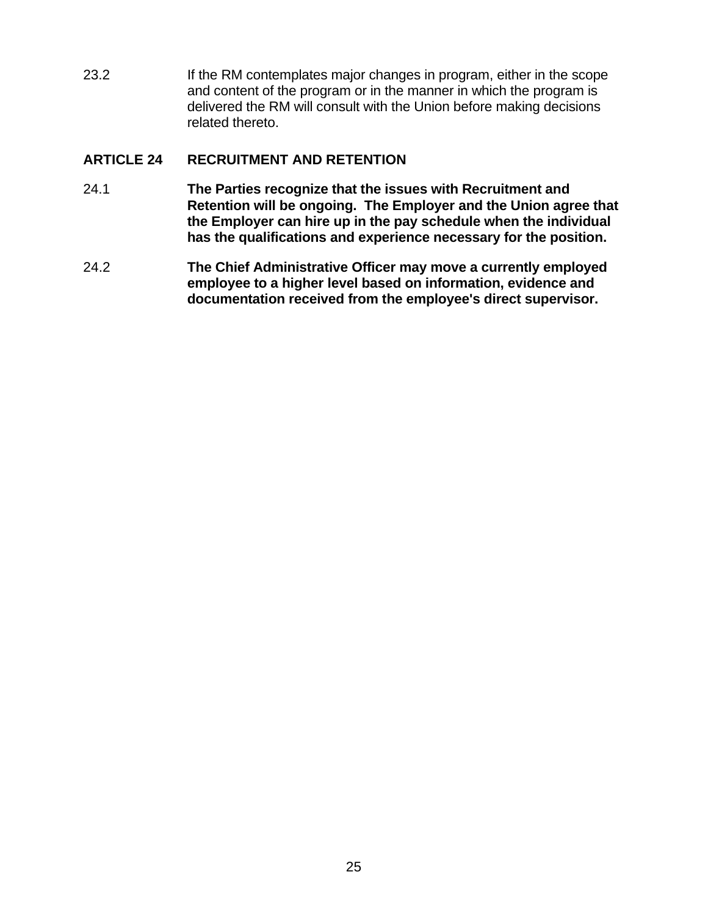23.2 If the RM contemplates major changes in program, either in the scope and content of the program or in the manner in which the program is delivered the RM will consult with the Union before making decisions related thereto.

## ARTICLE 24 RECRUITMENT AND RETENTION

24.1 **The Parties recognize that the issues with Recruitment and Retention will be ongoing. The Employer and the Union agree that the Employer can hire up in the pay schedule when the individual has the qualifications and experience necessary for the position.**

24.2 **The Chief Administrative Officer may move a currently employed employee to a higher level based on information, evidence and documentation received from the employee's direct supervisor.**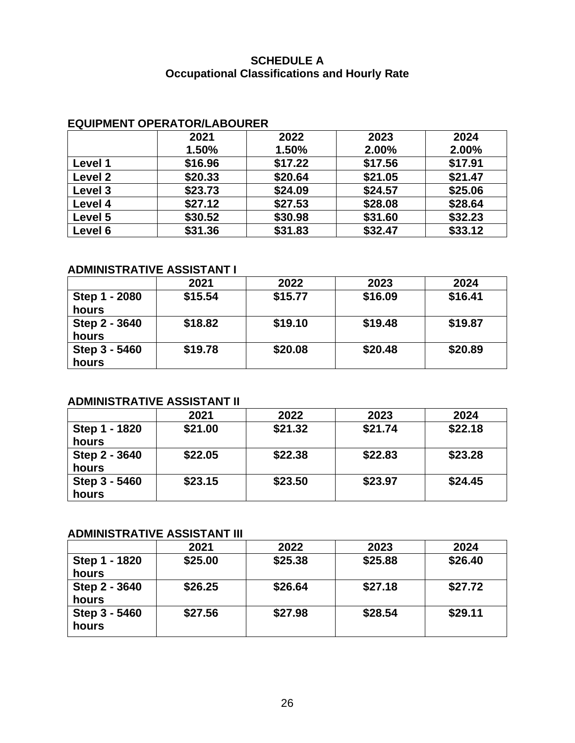**SCHEDULE A**
**Occupational Classifications and Hourly Rate**

**EQUIPMENT OPERATOR/LABOURER**

| | 2021 1.50% | 2022 1.50% | 2023 2.00% | 2024 2.00% |
|---|---|---|---|---|
| Level 1 | $16.96 | $17.22 | $17.56 | $17.91 |
| Level 2 | $20.33 | $20.64 | $21.05 | $21.47 |
| Level 3 | $23.73 | $24.09 | $24.57 | $25.06 |
| Level 4 | $27.12 | $27.53 | $28.08 | $28.64 |
| Level 5 | $30.52 | $30.98 | $31.60 | $32.23 |
| Level 6 | $31.36 | $31.83 | $32.47 | $33.12 |

**ADMINISTRATIVE ASSISTANT I**

| | 2021 | 2022 | 2023 | 2024 |
|---|---|---|---|---|
| Step 1 - 2080 hours | $15.54 | $15.77 | $16.09 | $16.41 |
| Step 2 - 3640 hours | $18.82 | $19.10 | $19.48 | $19.87 |
| Step 3 - 5460 hours | $19.78 | $20.08 | $20.48 | $20.89 |

**ADMINISTRATIVE ASSISTANT II**

| | 2021 | 2022 | 2023 | 2024 |
|---|---|---|---|---|
| Step 1 - 1820 hours | $21.00 | $21.32 | $21.74 | $22.18 |
| Step 2 - 3640 hours | $22.05 | $22.38 | $22.83 | $23.28 |
| Step 3 - 5460 hours | $23.15 | $23.50 | $23.97 | $24.45 |

**ADMINISTRATIVE ASSISTANT III**

| | 2021 | 2022 | 2023 | 2024 |
|---|---|---|---|---|
| Step 1 - 1820 hours | $25.00 | $25.38 | $25.88 | $26.40 |
| Step 2 - 3640 hours | $26.25 | $26.64 | $27.18 | $27.72 |
| Step 3 - 5460 hours | $27.56 | $27.98 | $28.54 | $29.11 |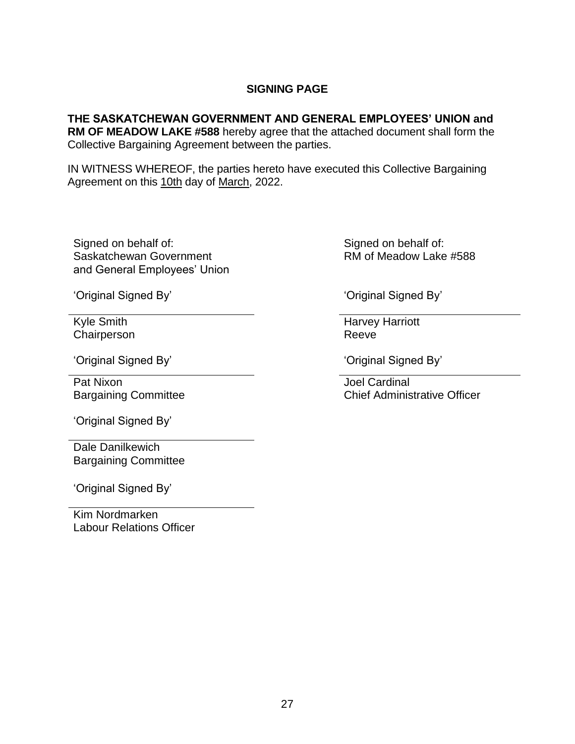## SIGNING PAGE

**THE SASKATCHEWAN GOVERNMENT AND GENERAL EMPLOYEES' UNION and RM OF MEADOW LAKE #588** hereby agree that the attached document shall form the Collective Bargaining Agreement between the parties.

IN WITNESS WHEREOF, the parties hereto have executed this Collective Bargaining Agreement on this 10th day of March, 2022.

Signed on behalf of:
Saskatchewan Government
and General Employees' Union

'Original Signed By'

Kyle Smith
Chairperson

'Original Signed By'

Pat Nixon
Bargaining Committee

'Original Signed By'

Dale Danilkewich
Bargaining Committee

'Original Signed By'

Kim Nordmarken
Labour Relations Officer

Signed on behalf of:
RM of Meadow Lake #588

'Original Signed By'

Harvey Harriott
Reeve

'Original Signed By'

Joel Cardinal
Chief Administrative Officer